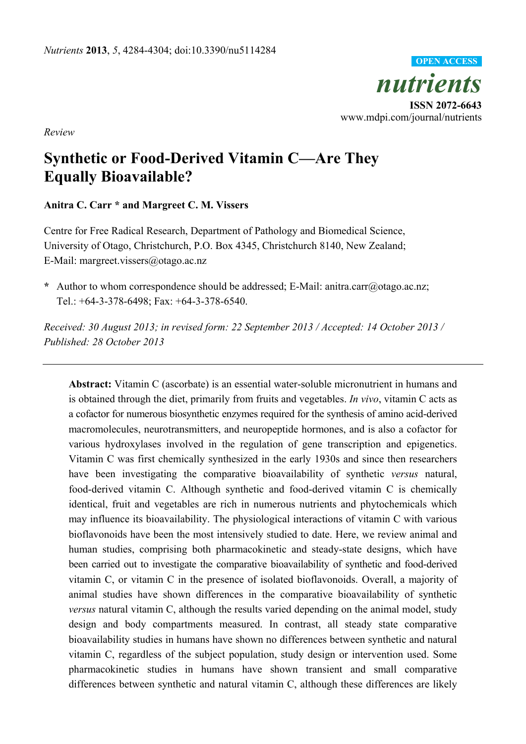*Review*

# Synthetic or Food-Derived Vitamin C—Are They Equally Bioavailable?

**Anitra C. Carr * and Margreet C. M. Vissers**

Centre for Free Radical Research, Department of Pathology and Biomedical Science, University of Otago, Christchurch, P.O. Box 4345, Christchurch 8140, New Zealand; E-Mail: margreet.vissers@otago.ac.nz

**\*** Author to whom correspondence should be addressed; E-Mail: anitra.carr@otago.ac.nz; Tel.: +64-3-378-6498; Fax: +64-3-378-6540.

*Received: 30 August 2013; in revised form: 22 September 2013 / Accepted: 14 October 2013 / Published: 28 October 2013*

---

**Abstract:** Vitamin C (ascorbate) is an essential water-soluble micronutrient in humans and is obtained through the diet, primarily from fruits and vegetables. *In vivo*, vitamin C acts as a cofactor for numerous biosynthetic enzymes required for the synthesis of amino acid-derived macromolecules, neurotransmitters, and neuropeptide hormones, and is also a cofactor for various hydroxylases involved in the regulation of gene transcription and epigenetics. Vitamin C was first chemically synthesized in the early 1930s and since then researchers have been investigating the comparative bioavailability of synthetic *versus* natural, food-derived vitamin C. Although synthetic and food-derived vitamin C is chemically identical, fruit and vegetables are rich in numerous nutrients and phytochemicals which may influence its bioavailability. The physiological interactions of vitamin C with various bioflavonoids have been the most intensively studied to date. Here, we review animal and human studies, comprising both pharmacokinetic and steady-state designs, which have been carried out to investigate the comparative bioavailability of synthetic and food-derived vitamin C, or vitamin C in the presence of isolated bioflavonoids. Overall, a majority of animal studies have shown differences in the comparative bioavailability of synthetic *versus* natural vitamin C, although the results varied depending on the animal model, study design and body compartments measured. In contrast, all steady state comparative bioavailability studies in humans have shown no differences between synthetic and natural vitamin C, regardless of the subject population, study design or intervention used. Some pharmacokinetic studies in humans have shown transient and small comparative differences between synthetic and natural vitamin C, although these differences are likely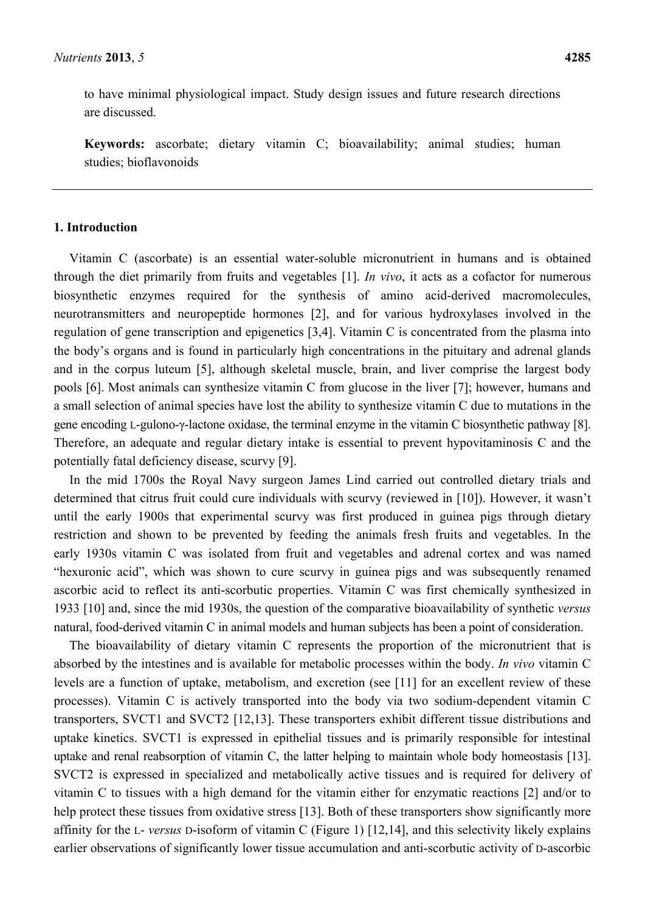to have minimal physiological impact. Study design issues and future research directions are discussed.

**Keywords:** ascorbate; dietary vitamin C; bioavailability; animal studies; human studies; bioflavonoids

## 1. Introduction

Vitamin C (ascorbate) is an essential water-soluble micronutrient in humans and is obtained through the diet primarily from fruits and vegetables [1]. *In vivo*, it acts as a cofactor for numerous biosynthetic enzymes required for the synthesis of amino acid-derived macromolecules, neurotransmitters and neuropeptide hormones [2], and for various hydroxylases involved in the regulation of gene transcription and epigenetics [3,4]. Vitamin C is concentrated from the plasma into the body's organs and is found in particularly high concentrations in the pituitary and adrenal glands and in the corpus luteum [5], although skeletal muscle, brain, and liver comprise the largest body pools [6]. Most animals can synthesize vitamin C from glucose in the liver [7]; however, humans and a small selection of animal species have lost the ability to synthesize vitamin C due to mutations in the gene encoding L-gulono-γ-lactone oxidase, the terminal enzyme in the vitamin C biosynthetic pathway [8]. Therefore, an adequate and regular dietary intake is essential to prevent hypovitaminosis C and the potentially fatal deficiency disease, scurvy [9].

In the mid 1700s the Royal Navy surgeon James Lind carried out controlled dietary trials and determined that citrus fruit could cure individuals with scurvy (reviewed in [10]). However, it wasn't until the early 1900s that experimental scurvy was first produced in guinea pigs through dietary restriction and shown to be prevented by feeding the animals fresh fruits and vegetables. In the early 1930s vitamin C was isolated from fruit and vegetables and adrenal cortex and was named "hexuronic acid", which was shown to cure scurvy in guinea pigs and was subsequently renamed ascorbic acid to reflect its anti-scorbutic properties. Vitamin C was first chemically synthesized in 1933 [10] and, since the mid 1930s, the question of the comparative bioavailability of synthetic *versus* natural, food-derived vitamin C in animal models and human subjects has been a point of consideration.

The bioavailability of dietary vitamin C represents the proportion of the micronutrient that is absorbed by the intestines and is available for metabolic processes within the body. *In vivo* vitamin C levels are a function of uptake, metabolism, and excretion (see [11] for an excellent review of these processes). Vitamin C is actively transported into the body via two sodium-dependent vitamin C transporters, SVCT1 and SVCT2 [12,13]. These transporters exhibit different tissue distributions and uptake kinetics. SVCT1 is expressed in epithelial tissues and is primarily responsible for intestinal uptake and renal reabsorption of vitamin C, the latter helping to maintain whole body homeostasis [13]. SVCT2 is expressed in specialized and metabolically active tissues and is required for delivery of vitamin C to tissues with a high demand for the vitamin either for enzymatic reactions [2] and/or to help protect these tissues from oxidative stress [13]. Both of these transporters show significantly more affinity for the L- *versus* D-isoform of vitamin C (Figure 1) [12,14], and this selectivity likely explains earlier observations of significantly lower tissue accumulation and anti-scorbutic activity of D-ascorbic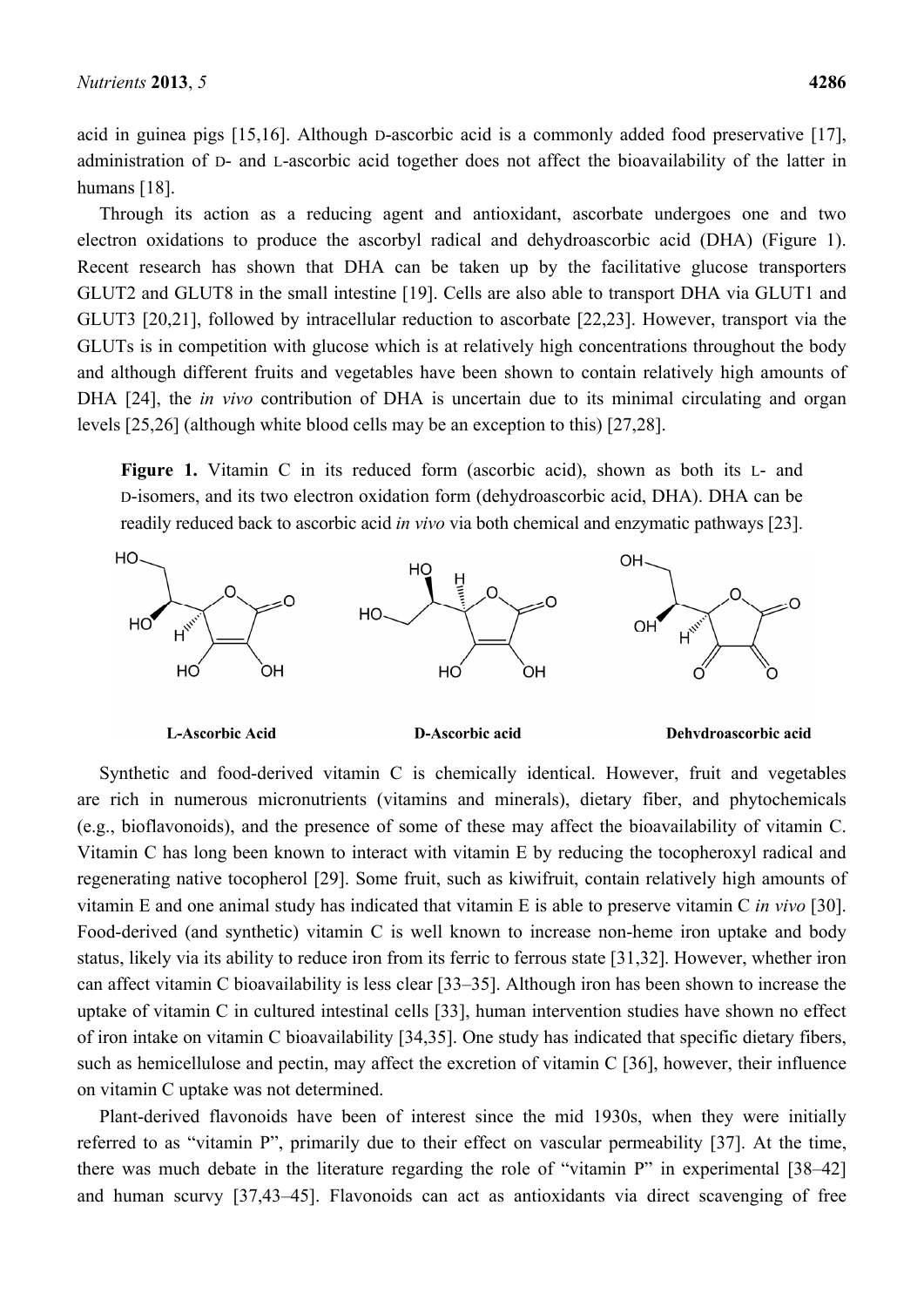acid in guinea pigs [15,16]. Although D-ascorbic acid is a commonly added food preservative [17], administration of D- and L-ascorbic acid together does not affect the bioavailability of the latter in humans [18].

Through its action as a reducing agent and antioxidant, ascorbate undergoes one and two electron oxidations to produce the ascorbyl radical and dehydroascorbic acid (DHA) (Figure 1). Recent research has shown that DHA can be taken up by the facilitative glucose transporters GLUT2 and GLUT8 in the small intestine [19]. Cells are also able to transport DHA via GLUT1 and GLUT3 [20,21], followed by intracellular reduction to ascorbate [22,23]. However, transport via the GLUTs is in competition with glucose which is at relatively high concentrations throughout the body and although different fruits and vegetables have been shown to contain relatively high amounts of DHA [24], the *in vivo* contribution of DHA is uncertain due to its minimal circulating and organ levels [25,26] (although white blood cells may be an exception to this) [27,28].

**Figure 1.** Vitamin C in its reduced form (ascorbic acid), shown as both its L- and D-isomers, and its two electron oxidation form (dehydroascorbic acid, DHA). DHA can be readily reduced back to ascorbic acid *in vivo* via both chemical and enzymatic pathways [23].

**L-Ascorbic Acid** **D-Ascorbic acid** **Dehydroascorbic acid**

Synthetic and food-derived vitamin C is chemically identical. However, fruit and vegetables are rich in numerous micronutrients (vitamins and minerals), dietary fiber, and phytochemicals (e.g., bioflavonoids), and the presence of some of these may affect the bioavailability of vitamin C. Vitamin C has long been known to interact with vitamin E by reducing the tocopheroxyl radical and regenerating native tocopherol [29]. Some fruit, such as kiwifruit, contain relatively high amounts of vitamin E and one animal study has indicated that vitamin E is able to preserve vitamin C *in vivo* [30]. Food-derived (and synthetic) vitamin C is well known to increase non-heme iron uptake and body status, likely via its ability to reduce iron from its ferric to ferrous state [31,32]. However, whether iron can affect vitamin C bioavailability is less clear [33–35]. Although iron has been shown to increase the uptake of vitamin C in cultured intestinal cells [33], human intervention studies have shown no effect of iron intake on vitamin C bioavailability [34,35]. One study has indicated that specific dietary fibers, such as hemicellulose and pectin, may affect the excretion of vitamin C [36], however, their influence on vitamin C uptake was not determined.

Plant-derived flavonoids have been of interest since the mid 1930s, when they were initially referred to as "vitamin P", primarily due to their effect on vascular permeability [37]. At the time, there was much debate in the literature regarding the role of "vitamin P" in experimental [38–42] and human scurvy [37,43–45]. Flavonoids can act as antioxidants via direct scavenging of free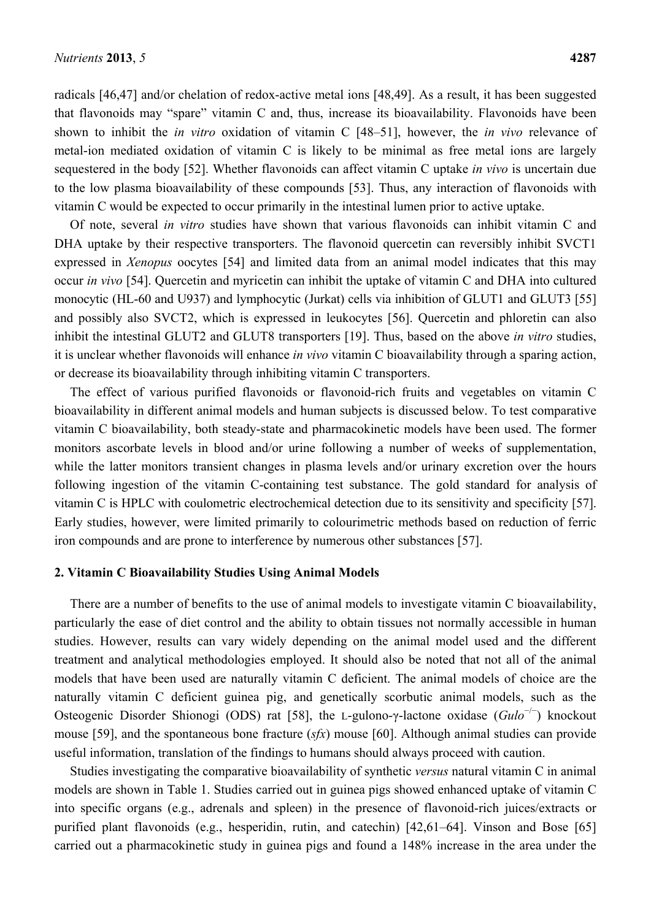radicals [46,47] and/or chelation of redox-active metal ions [48,49]. As a result, it has been suggested that flavonoids may "spare" vitamin C and, thus, increase its bioavailability. Flavonoids have been shown to inhibit the *in vitro* oxidation of vitamin C [48–51], however, the *in vivo* relevance of metal-ion mediated oxidation of vitamin C is likely to be minimal as free metal ions are largely sequestered in the body [52]. Whether flavonoids can affect vitamin C uptake *in vivo* is uncertain due to the low plasma bioavailability of these compounds [53]. Thus, any interaction of flavonoids with vitamin C would be expected to occur primarily in the intestinal lumen prior to active uptake.

Of note, several *in vitro* studies have shown that various flavonoids can inhibit vitamin C and DHA uptake by their respective transporters. The flavonoid quercetin can reversibly inhibit SVCT1 expressed in *Xenopus* oocytes [54] and limited data from an animal model indicates that this may occur *in vivo* [54]. Quercetin and myricetin can inhibit the uptake of vitamin C and DHA into cultured monocytic (HL-60 and U937) and lymphocytic (Jurkat) cells via inhibition of GLUT1 and GLUT3 [55] and possibly also SVCT2, which is expressed in leukocytes [56]. Quercetin and phloretin can also inhibit the intestinal GLUT2 and GLUT8 transporters [19]. Thus, based on the above *in vitro* studies, it is unclear whether flavonoids will enhance *in vivo* vitamin C bioavailability through a sparing action, or decrease its bioavailability through inhibiting vitamin C transporters.

The effect of various purified flavonoids or flavonoid-rich fruits and vegetables on vitamin C bioavailability in different animal models and human subjects is discussed below. To test comparative vitamin C bioavailability, both steady-state and pharmacokinetic models have been used. The former monitors ascorbate levels in blood and/or urine following a number of weeks of supplementation, while the latter monitors transient changes in plasma levels and/or urinary excretion over the hours following ingestion of the vitamin C-containing test substance. The gold standard for analysis of vitamin C is HPLC with coulometric electrochemical detection due to its sensitivity and specificity [57]. Early studies, however, were limited primarily to colourimetric methods based on reduction of ferric iron compounds and are prone to interference by numerous other substances [57].

## 2. Vitamin C Bioavailability Studies Using Animal Models

There are a number of benefits to the use of animal models to investigate vitamin C bioavailability, particularly the ease of diet control and the ability to obtain tissues not normally accessible in human studies. However, results can vary widely depending on the animal model used and the different treatment and analytical methodologies employed. It should also be noted that not all of the animal models that have been used are naturally vitamin C deficient. The animal models of choice are the naturally vitamin C deficient guinea pig, and genetically scorbutic animal models, such as the Osteogenic Disorder Shionogi (ODS) rat [58], the L-gulono-γ-lactone oxidase ($Gulo^{-/-}$) knockout mouse [59], and the spontaneous bone fracture (*sfx*) mouse [60]. Although animal studies can provide useful information, translation of the findings to humans should always proceed with caution.

Studies investigating the comparative bioavailability of synthetic *versus* natural vitamin C in animal models are shown in Table 1. Studies carried out in guinea pigs showed enhanced uptake of vitamin C into specific organs (e.g., adrenals and spleen) in the presence of flavonoid-rich juices/extracts or purified plant flavonoids (e.g., hesperidin, rutin, and catechin) [42,61–64]. Vinson and Bose [65] carried out a pharmacokinetic study in guinea pigs and found a 148% increase in the area under the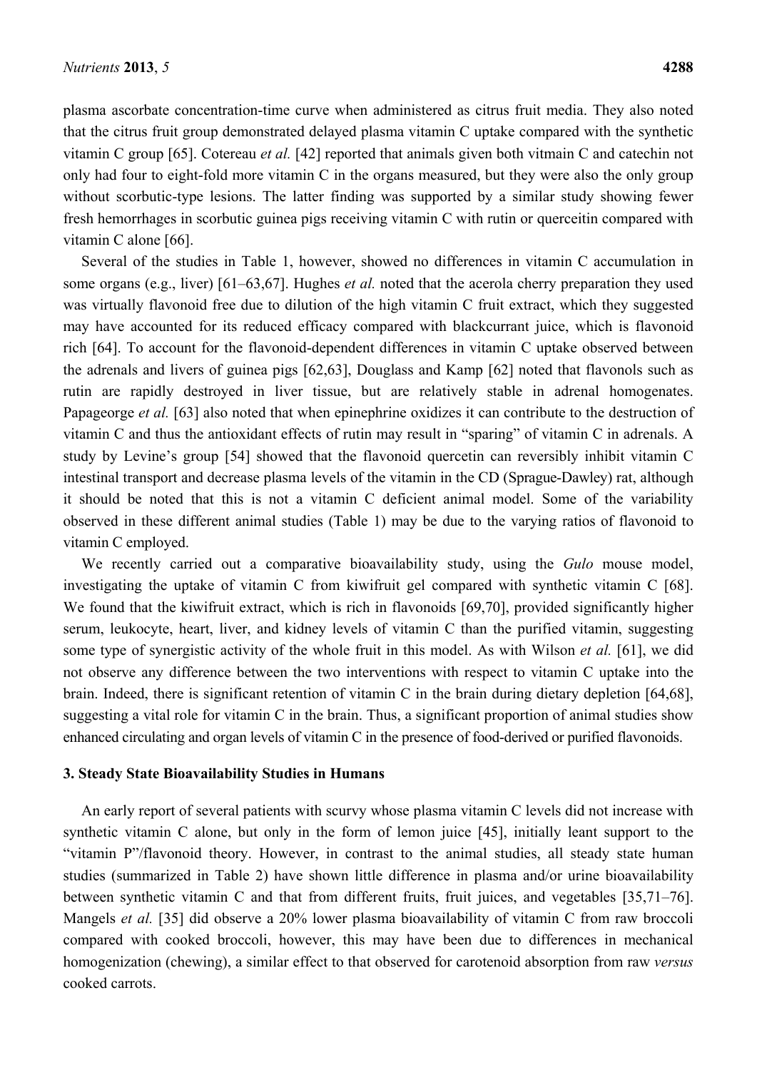plasma ascorbate concentration-time curve when administered as citrus fruit media. They also noted that the citrus fruit group demonstrated delayed plasma vitamin C uptake compared with the synthetic vitamin C group [65]. Cotereau *et al.* [42] reported that animals given both vitmain C and catechin not only had four to eight-fold more vitamin C in the organs measured, but they were also the only group without scorbutic-type lesions. The latter finding was supported by a similar study showing fewer fresh hemorrhages in scorbutic guinea pigs receiving vitamin C with rutin or querceitin compared with vitamin C alone [66].

Several of the studies in Table 1, however, showed no differences in vitamin C accumulation in some organs (e.g., liver) [61–63,67]. Hughes *et al.* noted that the acerola cherry preparation they used was virtually flavonoid free due to dilution of the high vitamin C fruit extract, which they suggested may have accounted for its reduced efficacy compared with blackcurrant juice, which is flavonoid rich [64]. To account for the flavonoid-dependent differences in vitamin C uptake observed between the adrenals and livers of guinea pigs [62,63], Douglass and Kamp [62] noted that flavonols such as rutin are rapidly destroyed in liver tissue, but are relatively stable in adrenal homogenates. Papageorge *et al.* [63] also noted that when epinephrine oxidizes it can contribute to the destruction of vitamin C and thus the antioxidant effects of rutin may result in "sparing" of vitamin C in adrenals. A study by Levine's group [54] showed that the flavonoid quercetin can reversibly inhibit vitamin C intestinal transport and decrease plasma levels of the vitamin in the CD (Sprague-Dawley) rat, although it should be noted that this is not a vitamin C deficient animal model. Some of the variability observed in these different animal studies (Table 1) may be due to the varying ratios of flavonoid to vitamin C employed.

We recently carried out a comparative bioavailability study, using the *Gulo* mouse model, investigating the uptake of vitamin C from kiwifruit gel compared with synthetic vitamin C [68]. We found that the kiwifruit extract, which is rich in flavonoids [69,70], provided significantly higher serum, leukocyte, heart, liver, and kidney levels of vitamin C than the purified vitamin, suggesting some type of synergistic activity of the whole fruit in this model. As with Wilson *et al.* [61], we did not observe any difference between the two interventions with respect to vitamin C uptake into the brain. Indeed, there is significant retention of vitamin C in the brain during dietary depletion [64,68], suggesting a vital role for vitamin C in the brain. Thus, a significant proportion of animal studies show enhanced circulating and organ levels of vitamin C in the presence of food-derived or purified flavonoids.

## 3. Steady State Bioavailability Studies in Humans

An early report of several patients with scurvy whose plasma vitamin C levels did not increase with synthetic vitamin C alone, but only in the form of lemon juice [45], initially leant support to the "vitamin P"/flavonoid theory. However, in contrast to the animal studies, all steady state human studies (summarized in Table 2) have shown little difference in plasma and/or urine bioavailability between synthetic vitamin C and that from different fruits, fruit juices, and vegetables [35,71–76]. Mangels *et al.* [35] did observe a 20% lower plasma bioavailability of vitamin C from raw broccoli compared with cooked broccoli, however, this may have been due to differences in mechanical homogenization (chewing), a similar effect to that observed for carotenoid absorption from raw *versus* cooked carrots.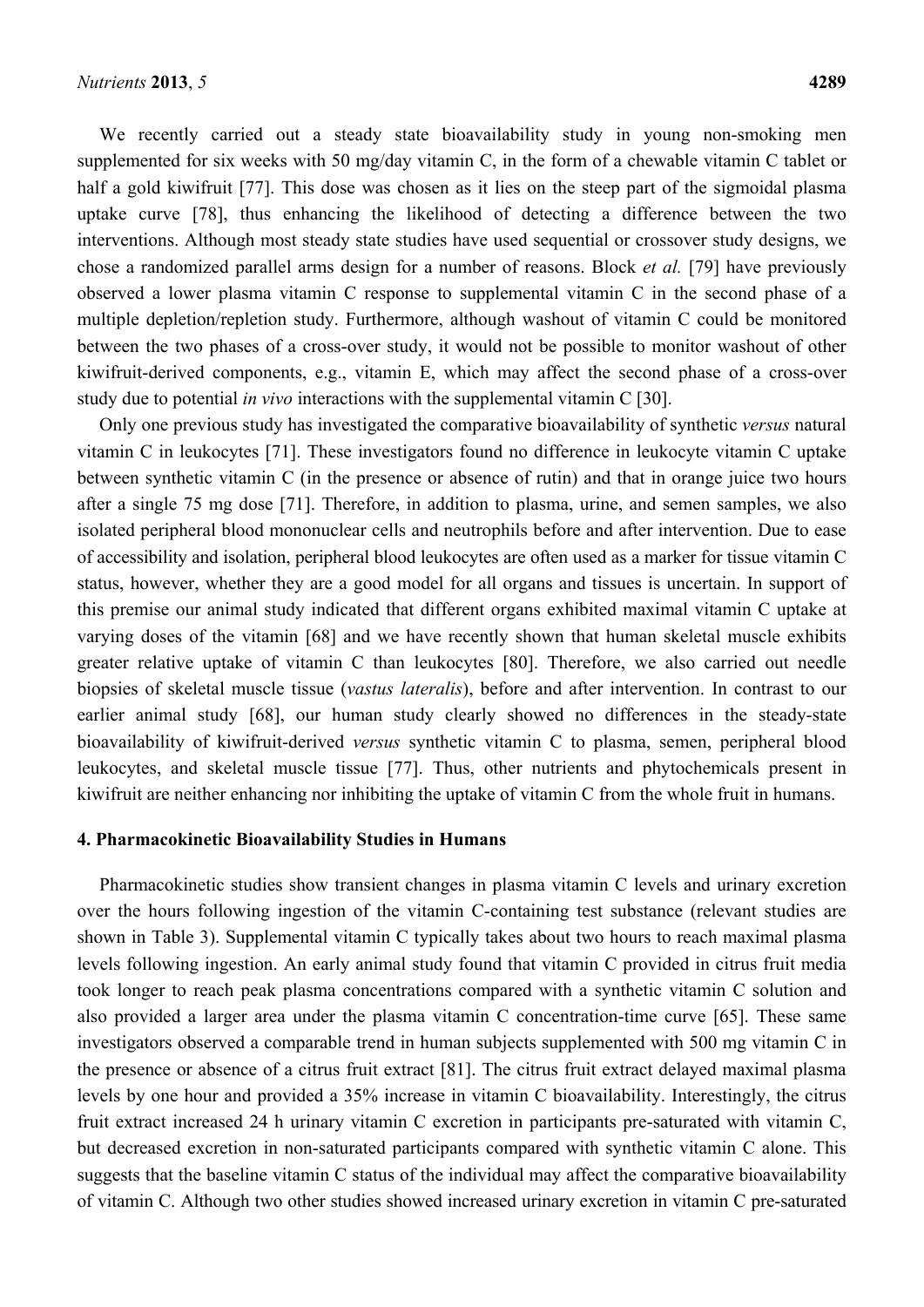We recently carried out a steady state bioavailability study in young non-smoking men supplemented for six weeks with 50 mg/day vitamin C, in the form of a chewable vitamin C tablet or half a gold kiwifruit [77]. This dose was chosen as it lies on the steep part of the sigmoidal plasma uptake curve [78], thus enhancing the likelihood of detecting a difference between the two interventions. Although most steady state studies have used sequential or crossover study designs, we chose a randomized parallel arms design for a number of reasons. Block *et al.* [79] have previously observed a lower plasma vitamin C response to supplemental vitamin C in the second phase of a multiple depletion/repletion study. Furthermore, although washout of vitamin C could be monitored between the two phases of a cross-over study, it would not be possible to monitor washout of other kiwifruit-derived components, e.g., vitamin E, which may affect the second phase of a cross-over study due to potential *in vivo* interactions with the supplemental vitamin C [30].

Only one previous study has investigated the comparative bioavailability of synthetic *versus* natural vitamin C in leukocytes [71]. These investigators found no difference in leukocyte vitamin C uptake between synthetic vitamin C (in the presence or absence of rutin) and that in orange juice two hours after a single 75 mg dose [71]. Therefore, in addition to plasma, urine, and semen samples, we also isolated peripheral blood mononuclear cells and neutrophils before and after intervention. Due to ease of accessibility and isolation, peripheral blood leukocytes are often used as a marker for tissue vitamin C status, however, whether they are a good model for all organs and tissues is uncertain. In support of this premise our animal study indicated that different organs exhibited maximal vitamin C uptake at varying doses of the vitamin [68] and we have recently shown that human skeletal muscle exhibits greater relative uptake of vitamin C than leukocytes [80]. Therefore, we also carried out needle biopsies of skeletal muscle tissue (*vastus lateralis*), before and after intervention. In contrast to our earlier animal study [68], our human study clearly showed no differences in the steady-state bioavailability of kiwifruit-derived *versus* synthetic vitamin C to plasma, semen, peripheral blood leukocytes, and skeletal muscle tissue [77]. Thus, other nutrients and phytochemicals present in kiwifruit are neither enhancing nor inhibiting the uptake of vitamin C from the whole fruit in humans.

## 4. Pharmacokinetic Bioavailability Studies in Humans

Pharmacokinetic studies show transient changes in plasma vitamin C levels and urinary excretion over the hours following ingestion of the vitamin C-containing test substance (relevant studies are shown in Table 3). Supplemental vitamin C typically takes about two hours to reach maximal plasma levels following ingestion. An early animal study found that vitamin C provided in citrus fruit media took longer to reach peak plasma concentrations compared with a synthetic vitamin C solution and also provided a larger area under the plasma vitamin C concentration-time curve [65]. These same investigators observed a comparable trend in human subjects supplemented with 500 mg vitamin C in the presence or absence of a citrus fruit extract [81]. The citrus fruit extract delayed maximal plasma levels by one hour and provided a 35% increase in vitamin C bioavailability. Interestingly, the citrus fruit extract increased 24 h urinary vitamin C excretion in participants pre-saturated with vitamin C, but decreased excretion in non-saturated participants compared with synthetic vitamin C alone. This suggests that the baseline vitamin C status of the individual may affect the comparative bioavailability of vitamin C. Although two other studies showed increased urinary excretion in vitamin C pre-saturated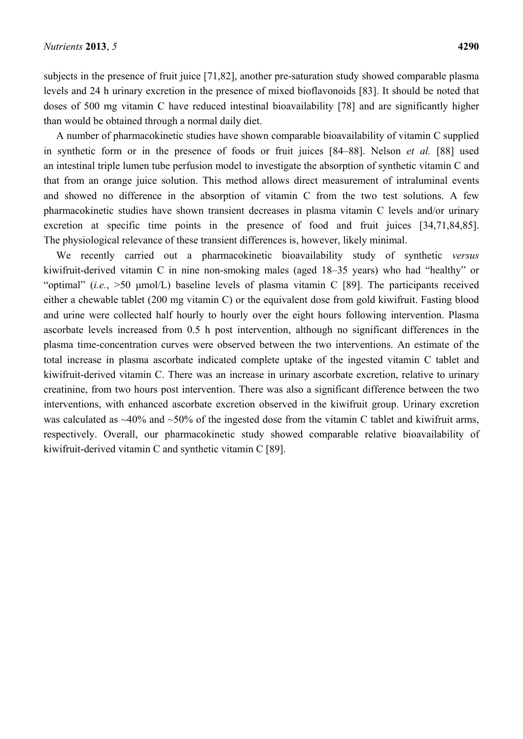subjects in the presence of fruit juice [71,82], another pre-saturation study showed comparable plasma levels and 24 h urinary excretion in the presence of mixed bioflavonoids [83]. It should be noted that doses of 500 mg vitamin C have reduced intestinal bioavailability [78] and are significantly higher than would be obtained through a normal daily diet.

A number of pharmacokinetic studies have shown comparable bioavailability of vitamin C supplied in synthetic form or in the presence of foods or fruit juices [84–88]. Nelson *et al.* [88] used an intestinal triple lumen tube perfusion model to investigate the absorption of synthetic vitamin C and that from an orange juice solution. This method allows direct measurement of intraluminal events and showed no difference in the absorption of vitamin C from the two test solutions. A few pharmacokinetic studies have shown transient decreases in plasma vitamin C levels and/or urinary excretion at specific time points in the presence of food and fruit juices [34,71,84,85]. The physiological relevance of these transient differences is, however, likely minimal.

We recently carried out a pharmacokinetic bioavailability study of synthetic *versus* kiwifruit-derived vitamin C in nine non-smoking males (aged 18–35 years) who had "healthy" or "optimal" (*i.e.*, >50 μmol/L) baseline levels of plasma vitamin C [89]. The participants received either a chewable tablet (200 mg vitamin C) or the equivalent dose from gold kiwifruit. Fasting blood and urine were collected half hourly to hourly over the eight hours following intervention. Plasma ascorbate levels increased from 0.5 h post intervention, although no significant differences in the plasma time-concentration curves were observed between the two interventions. An estimate of the total increase in plasma ascorbate indicated complete uptake of the ingested vitamin C tablet and kiwifruit-derived vitamin C. There was an increase in urinary ascorbate excretion, relative to urinary creatinine, from two hours post intervention. There was also a significant difference between the two interventions, with enhanced ascorbate excretion observed in the kiwifruit group. Urinary excretion was calculated as ~40% and ~50% of the ingested dose from the vitamin C tablet and kiwifruit arms, respectively. Overall, our pharmacokinetic study showed comparable relative bioavailability of kiwifruit-derived vitamin C and synthetic vitamin C [89].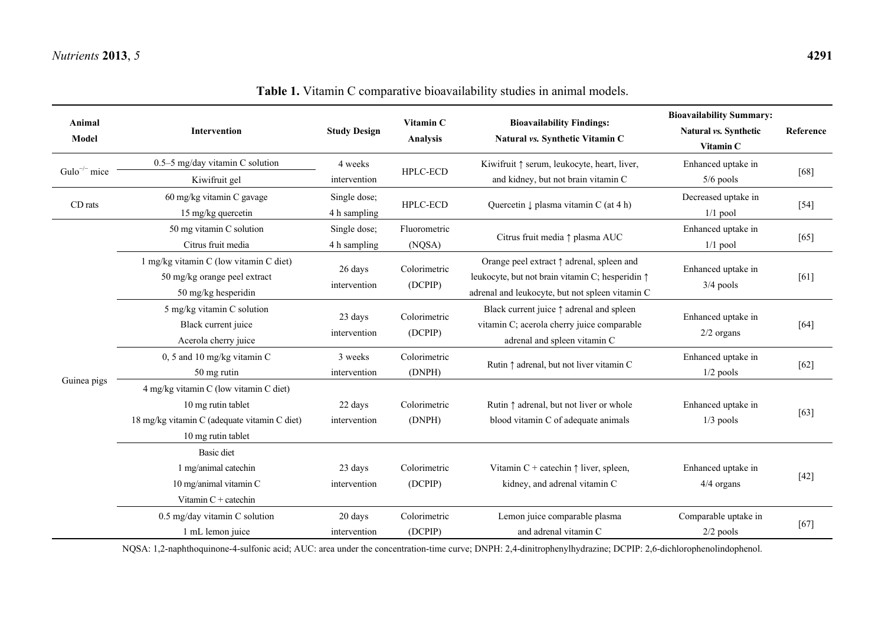**Table 1.** Vitamin C comparative bioavailability studies in animal models.

| Animal Model | Intervention | Study Design | Vitamin C Analysis | Bioavailability Findings: Natural *vs.* Synthetic Vitamin C | Bioavailability Summary: Natural *vs.* Synthetic Vitamin C | Reference |
|---|---|---|---|---|---|---|
| Gulo$^{-/-}$ mice | 0.5–5 mg/day vitamin C solution<br>Kiwifruit gel | 4 weeks intervention | HPLC-ECD | Kiwifruit ↑ serum, leukocyte, heart, liver, and kidney, but not brain vitamin C | Enhanced uptake in 5/6 pools | [68] |
| CD rats | 60 mg/kg vitamin C gavage<br>15 mg/kg quercetin | Single dose; 4 h sampling | HPLC-ECD | Quercetin ↓ plasma vitamin C (at 4 h) | Decreased uptake in 1/1 pool | [54] |
| Guinea pigs | 50 mg vitamin C solution<br>Citrus fruit media | Single dose; 4 h sampling | Fluorometric (NQSA) | Citrus fruit media ↑ plasma AUC | Enhanced uptake in 1/1 pool | [65] |
| | 1 mg/kg vitamin C (low vitamin C diet)<br>50 mg/kg orange peel extract<br>50 mg/kg hesperidin | 26 days intervention | Colorimetric (DCPIP) | Orange peel extract ↑ adrenal, spleen and leukocyte, but not brain vitamin C; hesperidin ↑ adrenal and leukocyte, but not spleen vitamin C | Enhanced uptake in 3/4 pools | [61] |
| | 5 mg/kg vitamin C solution<br>Black current juice<br>Acerola cherry juice | 23 days intervention | Colorimetric (DCPIP) | Black current juice ↑ adrenal and spleen vitamin C; acerola cherry juice comparable adrenal and spleen vitamin C | Enhanced uptake in 2/2 organs | [64] |
| | 0, 5 and 10 mg/kg vitamin C<br>50 mg rutin | 3 weeks intervention | Colorimetric (DNPH) | Rutin ↑ adrenal, but not liver vitamin C | Enhanced uptake in 1/2 pools | [62] |
| | 4 mg/kg vitamin C (low vitamin C diet)<br>10 mg rutin tablet<br>18 mg/kg vitamin C (adequate vitamin C diet)<br>10 mg rutin tablet | 22 days intervention | Colorimetric (DNPH) | Rutin ↑ adrenal, but not liver or whole blood vitamin C of adequate animals | Enhanced uptake in 1/3 pools | [63] |
| | Basic diet<br>1 mg/animal catechin<br>10 mg/animal vitamin C<br>Vitamin C + catechin | 23 days intervention | Colorimetric (DCPIP) | Vitamin C + catechin ↑ liver, spleen, kidney, and adrenal vitamin C | Enhanced uptake in 4/4 organs | [42] |
| | 0.5 mg/day vitamin C solution<br>1 mL lemon juice | 20 days intervention | Colorimetric (DCPIP) | Lemon juice comparable plasma and adrenal vitamin C | Comparable uptake in 2/2 pools | [67] |

NQSA: 1,2-naphthoquinone-4-sulfonic acid; AUC: area under the concentration-time curve; DNPH: 2,4-dinitrophenylhydrazine; DCPIP: 2,6-dichlorophenolindophenol.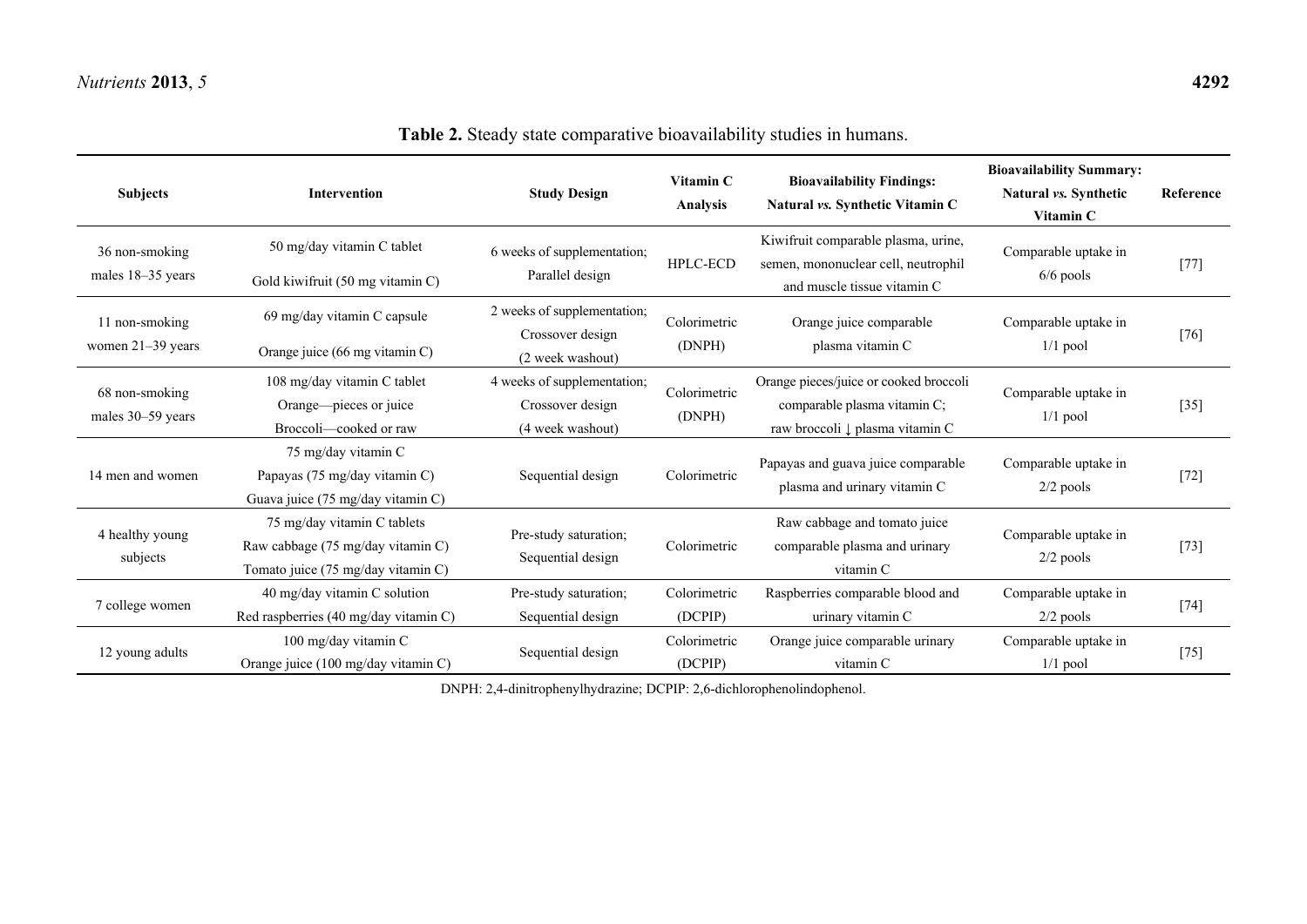**Table 2.** Steady state comparative bioavailability studies in humans.

| Subjects | Intervention | Study Design | Vitamin C Analysis | Bioavailability Findings: Natural *vs.* Synthetic Vitamin C | Bioavailability Summary: Natural *vs.* Synthetic Vitamin C | Reference |
|---|---|---|---|---|---|---|
| 36 non-smoking males 18–35 years | 50 mg/day vitamin C tablet<br>Gold kiwifruit (50 mg vitamin C) | 6 weeks of supplementation; Parallel design | HPLC-ECD | Kiwifruit comparable plasma, urine, semen, mononuclear cell, neutrophil and muscle tissue vitamin C | Comparable uptake in 6/6 pools | [77] |
| 11 non-smoking women 21–39 years | 69 mg/day vitamin C capsule<br>Orange juice (66 mg vitamin C) | 2 weeks of supplementation; Crossover design (2 week washout) | Colorimetric (DNPH) | Orange juice comparable plasma vitamin C | Comparable uptake in 1/1 pool | [76] |
| 68 non-smoking males 30–59 years | 108 mg/day vitamin C tablet<br>Orange—pieces or juice<br>Broccoli—cooked or raw | 4 weeks of supplementation; Crossover design (4 week washout) | Colorimetric (DNPH) | Orange pieces/juice or cooked broccoli comparable plasma vitamin C; raw broccoli ↓ plasma vitamin C | Comparable uptake in 1/1 pool | [35] |
| 14 men and women | 75 mg/day vitamin C<br>Papayas (75 mg/day vitamin C)<br>Guava juice (75 mg/day vitamin C) | Sequential design | Colorimetric | Papayas and guava juice comparable plasma and urinary vitamin C | Comparable uptake in 2/2 pools | [72] |
| 4 healthy young subjects | 75 mg/day vitamin C tablets<br>Raw cabbage (75 mg/day vitamin C)<br>Tomato juice (75 mg/day vitamin C) | Pre-study saturation; Sequential design | Colorimetric | Raw cabbage and tomato juice comparable plasma and urinary vitamin C | Comparable uptake in 2/2 pools | [73] |
| 7 college women | 40 mg/day vitamin C solution<br>Red raspberries (40 mg/day vitamin C) | Pre-study saturation; Sequential design | Colorimetric (DCPIP) | Raspberries comparable blood and urinary vitamin C | Comparable uptake in 2/2 pools | [74] |
| 12 young adults | 100 mg/day vitamin C<br>Orange juice (100 mg/day vitamin C) | Sequential design | Colorimetric (DCPIP) | Orange juice comparable urinary vitamin C | Comparable uptake in 1/1 pool | [75] |

DNPH: 2,4-dinitrophenylhydrazine; DCPIP: 2,6-dichlorophenolindophenol.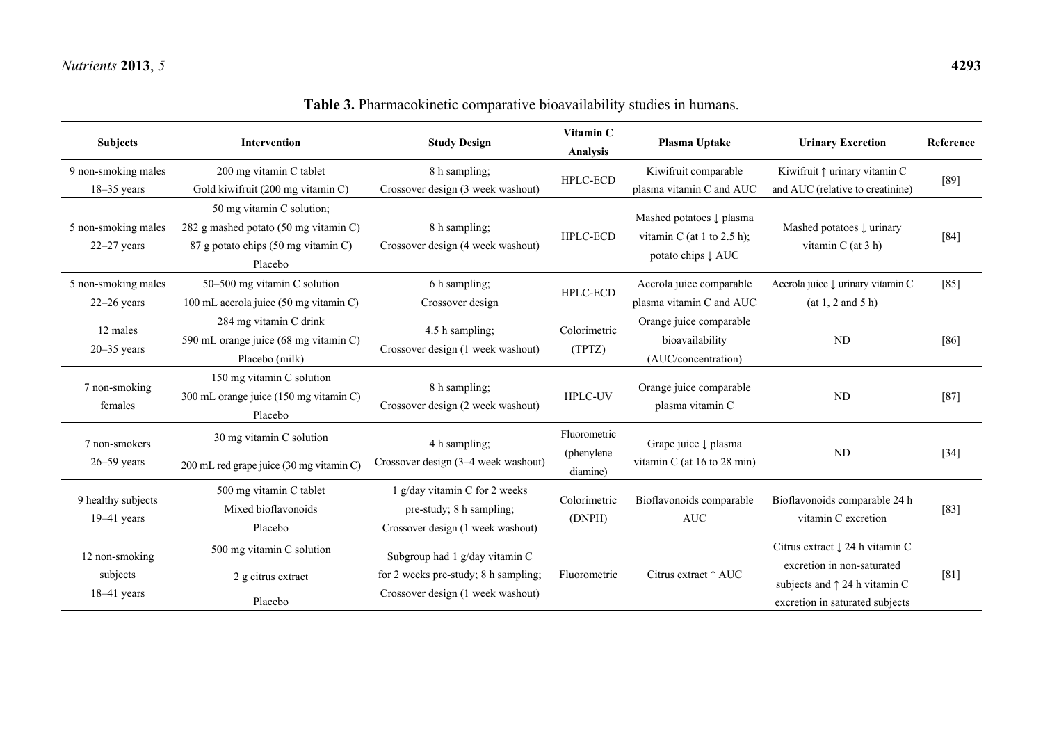**Table 3.** Pharmacokinetic comparative bioavailability studies in humans.

| Subjects | Intervention | Study Design | Vitamin C Analysis | Plasma Uptake | Urinary Excretion | Reference |
|---|---|---|---|---|---|---|
| 9 non-smoking males 18–35 years | 200 mg vitamin C tablet Gold kiwifruit (200 mg vitamin C) | 8 h sampling; Crossover design (3 week washout) | HPLC-ECD | Kiwifruit comparable plasma vitamin C and AUC | Kiwifruit ↑ urinary vitamin C and AUC (relative to creatinine) | [89] |
| 5 non-smoking males 22–27 years | 50 mg vitamin C solution; 282 g mashed potato (50 mg vitamin C) 87 g potato chips (50 mg vitamin C) Placebo | 8 h sampling; Crossover design (4 week washout) | HPLC-ECD | Mashed potatoes ↓ plasma vitamin C (at 1 to 2.5 h); potato chips ↓ AUC | Mashed potatoes ↓ urinary vitamin C (at 3 h) | [84] |
| 5 non-smoking males 22–26 years | 50–500 mg vitamin C solution 100 mL acerola juice (50 mg vitamin C) | 6 h sampling; Crossover design | HPLC-ECD | Acerola juice comparable plasma vitamin C and AUC | Acerola juice ↓ urinary vitamin C (at 1, 2 and 5 h) | [85] |
| 12 males 20–35 years | 284 mg vitamin C drink 590 mL orange juice (68 mg vitamin C) Placebo (milk) | 4.5 h sampling; Crossover design (1 week washout) | Colorimetric (TPTZ) | Orange juice comparable bioavailability (AUC/concentration) | ND | [86] |
| 7 non-smoking females | 150 mg vitamin C solution 300 mL orange juice (150 mg vitamin C) Placebo | 8 h sampling; Crossover design (2 week washout) | HPLC-UV | Orange juice comparable plasma vitamin C | ND | [87] |
| 7 non-smokers 26–59 years | 30 mg vitamin C solution 200 mL red grape juice (30 mg vitamin C) | 4 h sampling; Crossover design (3–4 week washout) | Fluorometric (phenylene diamine) | Grape juice ↓ plasma vitamin C (at 16 to 28 min) | ND | [34] |
| 9 healthy subjects 19–41 years | 500 mg vitamin C tablet Mixed bioflavonoids Placebo | 1 g/day vitamin C for 2 weeks pre-study; 8 h sampling; Crossover design (1 week washout) | Colorimetric (DNPH) | Bioflavonoids comparable AUC | Bioflavonoids comparable 24 h vitamin C excretion | [83] |
| 12 non-smoking subjects 18–41 years | 500 mg vitamin C solution 2 g citrus extract Placebo | Subgroup had 1 g/day vitamin C for 2 weeks pre-study; 8 h sampling; Crossover design (1 week washout) | Fluorometric | Citrus extract ↑ AUC | Citrus extract ↓ 24 h vitamin C excretion in non-saturated subjects and ↑ 24 h vitamin C excretion in saturated subjects | [81] |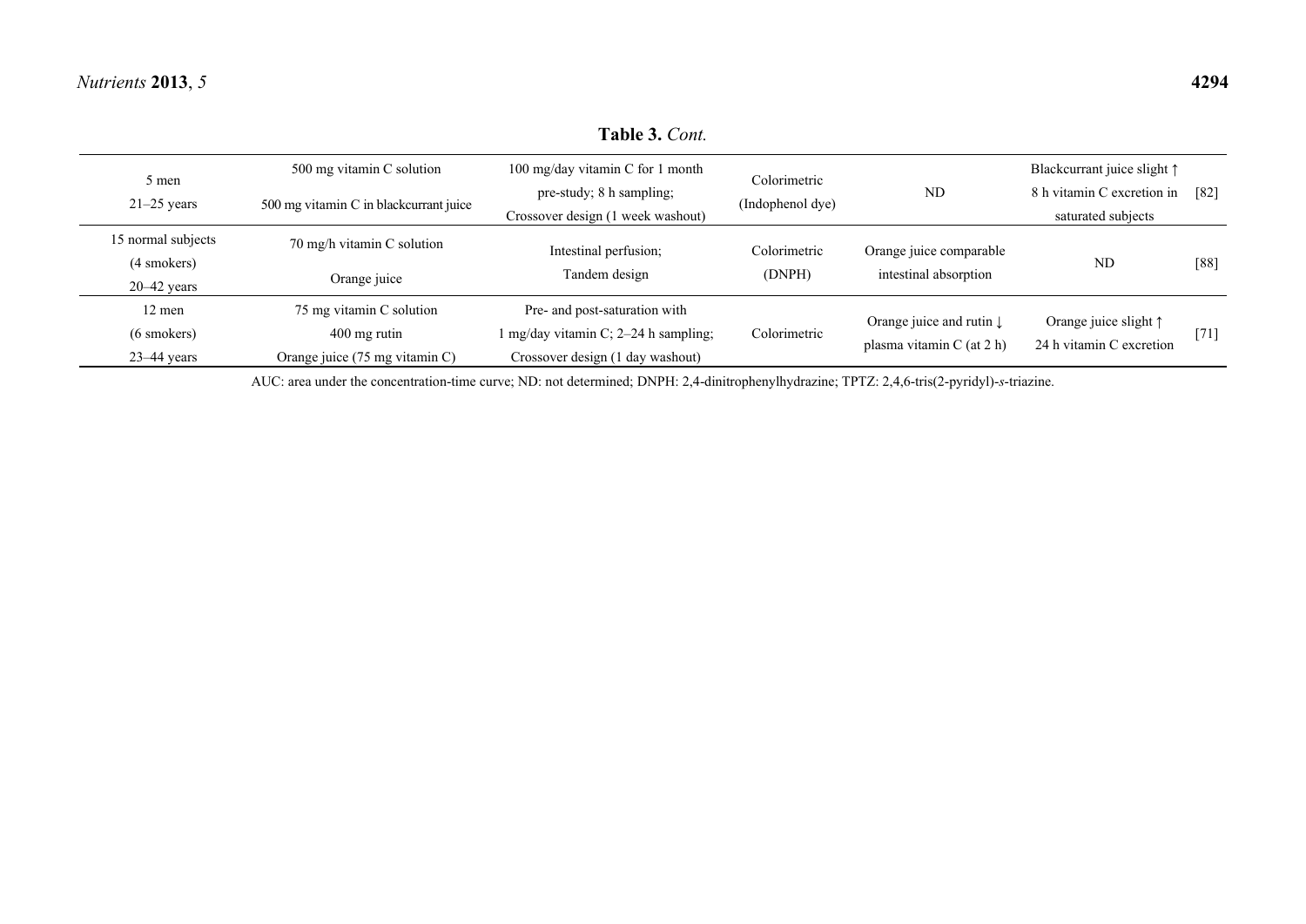**Table 3.** *Cont.*

| | | | | | | |
|---|---|---|---|---|---|---|
| 5 men<br>21–25 years | 500 mg vitamin C solution<br>500 mg vitamin C in blackcurrant juice | 100 mg/day vitamin C for 1 month pre-study; 8 h sampling;<br>Crossover design (1 week washout) | Colorimetric (Indophenol dye) | ND | Blackcurrant juice slight ↑ 8 h vitamin C excretion in saturated subjects | [82] |
| 15 normal subjects<br>(4 smokers)<br>20–42 years | 70 mg/h vitamin C solution<br>Orange juice | Intestinal perfusion;<br>Tandem design | Colorimetric (DNPH) | Orange juice comparable intestinal absorption | ND | [88] |
| 12 men<br>(6 smokers)<br>23–44 years | 75 mg vitamin C solution<br>400 mg rutin<br>Orange juice (75 mg vitamin C) | Pre- and post-saturation with 1 mg/day vitamin C; 2–24 h sampling;<br>Crossover design (1 day washout) | Colorimetric | Orange juice and rutin ↓ plasma vitamin C (at 2 h) | Orange juice slight ↑ 24 h vitamin C excretion | [71] |

AUC: area under the concentration-time curve; ND: not determined; DNPH: 2,4-dinitrophenylhydrazine; TPTZ: 2,4,6-tris(2-pyridyl)-*s*-triazine.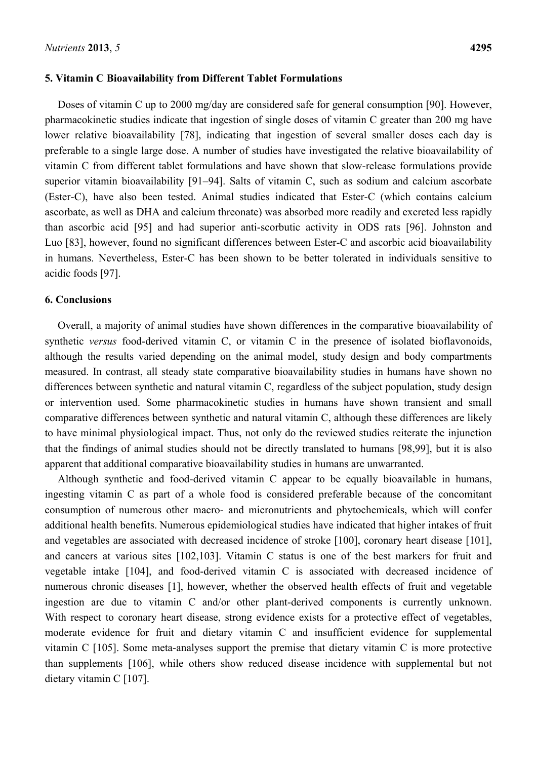## 5. Vitamin C Bioavailability from Different Tablet Formulations

Doses of vitamin C up to 2000 mg/day are considered safe for general consumption [90]. However, pharmacokinetic studies indicate that ingestion of single doses of vitamin C greater than 200 mg have lower relative bioavailability [78], indicating that ingestion of several smaller doses each day is preferable to a single large dose. A number of studies have investigated the relative bioavailability of vitamin C from different tablet formulations and have shown that slow-release formulations provide superior vitamin bioavailability [91–94]. Salts of vitamin C, such as sodium and calcium ascorbate (Ester-C), have also been tested. Animal studies indicated that Ester-C (which contains calcium ascorbate, as well as DHA and calcium threonate) was absorbed more readily and excreted less rapidly than ascorbic acid [95] and had superior anti-scorbutic activity in ODS rats [96]. Johnston and Luo [83], however, found no significant differences between Ester-C and ascorbic acid bioavailability in humans. Nevertheless, Ester-C has been shown to be better tolerated in individuals sensitive to acidic foods [97].

## 6. Conclusions

Overall, a majority of animal studies have shown differences in the comparative bioavailability of synthetic *versus* food-derived vitamin C, or vitamin C in the presence of isolated bioflavonoids, although the results varied depending on the animal model, study design and body compartments measured. In contrast, all steady state comparative bioavailability studies in humans have shown no differences between synthetic and natural vitamin C, regardless of the subject population, study design or intervention used. Some pharmacokinetic studies in humans have shown transient and small comparative differences between synthetic and natural vitamin C, although these differences are likely to have minimal physiological impact. Thus, not only do the reviewed studies reiterate the injunction that the findings of animal studies should not be directly translated to humans [98,99], but it is also apparent that additional comparative bioavailability studies in humans are unwarranted.

Although synthetic and food-derived vitamin C appear to be equally bioavailable in humans, ingesting vitamin C as part of a whole food is considered preferable because of the concomitant consumption of numerous other macro- and micronutrients and phytochemicals, which will confer additional health benefits. Numerous epidemiological studies have indicated that higher intakes of fruit and vegetables are associated with decreased incidence of stroke [100], coronary heart disease [101], and cancers at various sites [102,103]. Vitamin C status is one of the best markers for fruit and vegetable intake [104], and food-derived vitamin C is associated with decreased incidence of numerous chronic diseases [1], however, whether the observed health effects of fruit and vegetable ingestion are due to vitamin C and/or other plant-derived components is currently unknown. With respect to coronary heart disease, strong evidence exists for a protective effect of vegetables, moderate evidence for fruit and dietary vitamin C and insufficient evidence for supplemental vitamin C [105]. Some meta-analyses support the premise that dietary vitamin C is more protective than supplements [106], while others show reduced disease incidence with supplemental but not dietary vitamin C [107].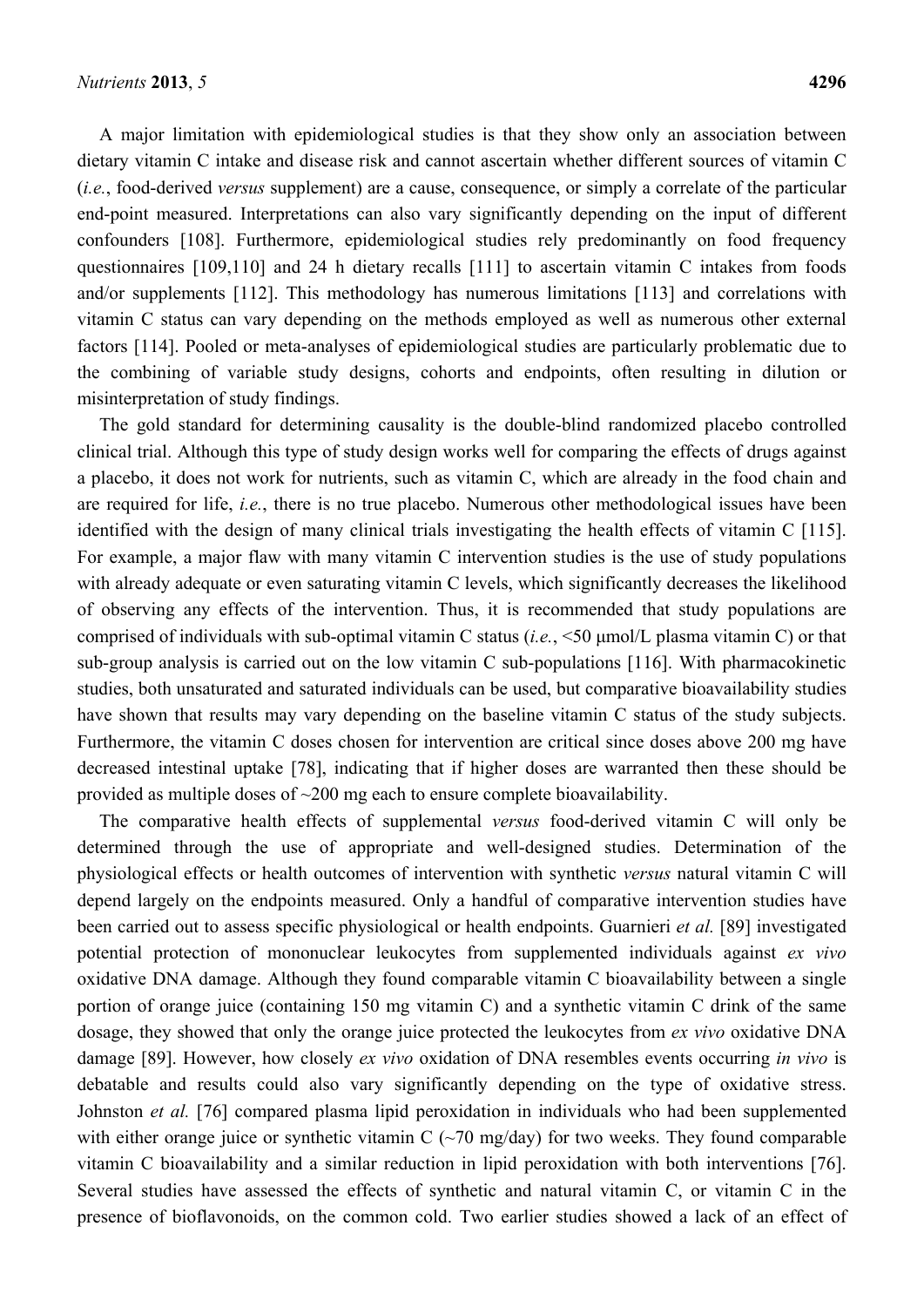A major limitation with epidemiological studies is that they show only an association between dietary vitamin C intake and disease risk and cannot ascertain whether different sources of vitamin C (*i.e.*, food-derived *versus* supplement) are a cause, consequence, or simply a correlate of the particular end-point measured. Interpretations can also vary significantly depending on the input of different confounders [108]. Furthermore, epidemiological studies rely predominantly on food frequency questionnaires [109,110] and 24 h dietary recalls [111] to ascertain vitamin C intakes from foods and/or supplements [112]. This methodology has numerous limitations [113] and correlations with vitamin C status can vary depending on the methods employed as well as numerous other external factors [114]. Pooled or meta-analyses of epidemiological studies are particularly problematic due to the combining of variable study designs, cohorts and endpoints, often resulting in dilution or misinterpretation of study findings.

The gold standard for determining causality is the double-blind randomized placebo controlled clinical trial. Although this type of study design works well for comparing the effects of drugs against a placebo, it does not work for nutrients, such as vitamin C, which are already in the food chain and are required for life, *i.e.*, there is no true placebo. Numerous other methodological issues have been identified with the design of many clinical trials investigating the health effects of vitamin C [115]. For example, a major flaw with many vitamin C intervention studies is the use of study populations with already adequate or even saturating vitamin C levels, which significantly decreases the likelihood of observing any effects of the intervention. Thus, it is recommended that study populations are comprised of individuals with sub-optimal vitamin C status (*i.e.*, <50 μmol/L plasma vitamin C) or that sub-group analysis is carried out on the low vitamin C sub-populations [116]. With pharmacokinetic studies, both unsaturated and saturated individuals can be used, but comparative bioavailability studies have shown that results may vary depending on the baseline vitamin C status of the study subjects. Furthermore, the vitamin C doses chosen for intervention are critical since doses above 200 mg have decreased intestinal uptake [78], indicating that if higher doses are warranted then these should be provided as multiple doses of ~200 mg each to ensure complete bioavailability.

The comparative health effects of supplemental *versus* food-derived vitamin C will only be determined through the use of appropriate and well-designed studies. Determination of the physiological effects or health outcomes of intervention with synthetic *versus* natural vitamin C will depend largely on the endpoints measured. Only a handful of comparative intervention studies have been carried out to assess specific physiological or health endpoints. Guarnieri *et al.* [89] investigated potential protection of mononuclear leukocytes from supplemented individuals against *ex vivo* oxidative DNA damage. Although they found comparable vitamin C bioavailability between a single portion of orange juice (containing 150 mg vitamin C) and a synthetic vitamin C drink of the same dosage, they showed that only the orange juice protected the leukocytes from *ex vivo* oxidative DNA damage [89]. However, how closely *ex vivo* oxidation of DNA resembles events occurring *in vivo* is debatable and results could also vary significantly depending on the type of oxidative stress. Johnston *et al.* [76] compared plasma lipid peroxidation in individuals who had been supplemented with either orange juice or synthetic vitamin C (~70 mg/day) for two weeks. They found comparable vitamin C bioavailability and a similar reduction in lipid peroxidation with both interventions [76]. Several studies have assessed the effects of synthetic and natural vitamin C, or vitamin C in the presence of bioflavonoids, on the common cold. Two earlier studies showed a lack of an effect of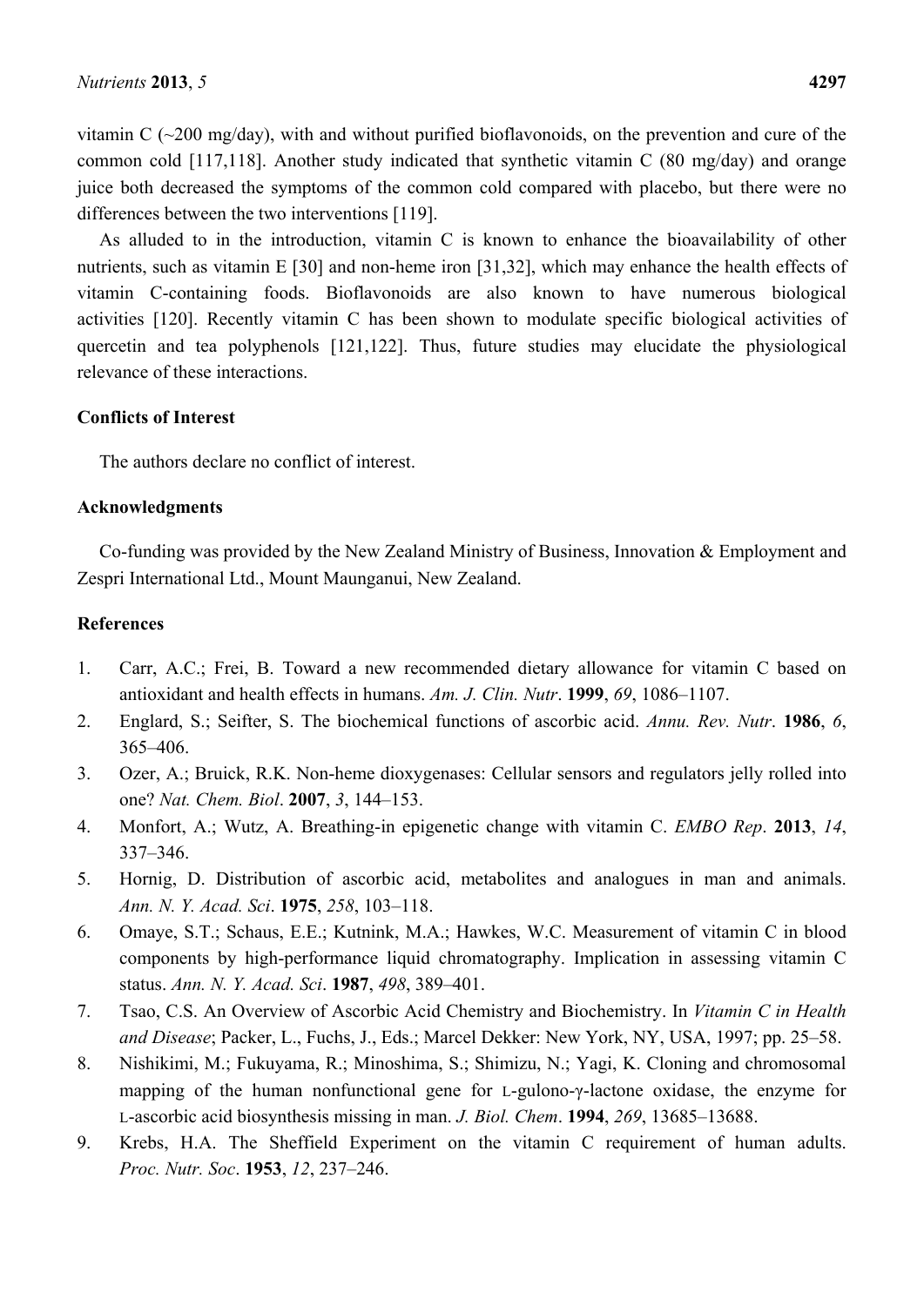vitamin C (~200 mg/day), with and without purified bioflavonoids, on the prevention and cure of the common cold [117,118]. Another study indicated that synthetic vitamin C (80 mg/day) and orange juice both decreased the symptoms of the common cold compared with placebo, but there were no differences between the two interventions [119].

As alluded to in the introduction, vitamin C is known to enhance the bioavailability of other nutrients, such as vitamin E [30] and non-heme iron [31,32], which may enhance the health effects of vitamin C-containing foods. Bioflavonoids are also known to have numerous biological activities [120]. Recently vitamin C has been shown to modulate specific biological activities of quercetin and tea polyphenols [121,122]. Thus, future studies may elucidate the physiological relevance of these interactions.

## Conflicts of Interest

The authors declare no conflict of interest.

## Acknowledgments

Co-funding was provided by the New Zealand Ministry of Business, Innovation & Employment and Zespri International Ltd., Mount Maunganui, New Zealand.

## References

1. Carr, A.C.; Frei, B. Toward a new recommended dietary allowance for vitamin C based on antioxidant and health effects in humans. *Am. J. Clin. Nutr*. **1999**, *69*, 1086–1107.
2. Englard, S.; Seifter, S. The biochemical functions of ascorbic acid. *Annu. Rev. Nutr*. **1986**, *6*, 365–406.
3. Ozer, A.; Bruick, R.K. Non-heme dioxygenases: Cellular sensors and regulators jelly rolled into one? *Nat. Chem. Biol*. **2007**, *3*, 144–153.
4. Monfort, A.; Wutz, A. Breathing-in epigenetic change with vitamin C. *EMBO Rep*. **2013**, *14*, 337–346.
5. Hornig, D. Distribution of ascorbic acid, metabolites and analogues in man and animals. *Ann. N. Y. Acad. Sci*. **1975**, *258*, 103–118.
6. Omaye, S.T.; Schaus, E.E.; Kutnink, M.A.; Hawkes, W.C. Measurement of vitamin C in blood components by high-performance liquid chromatography. Implication in assessing vitamin C status. *Ann. N. Y. Acad. Sci*. **1987**, *498*, 389–401.
7. Tsao, C.S. An Overview of Ascorbic Acid Chemistry and Biochemistry. In *Vitamin C in Health and Disease*; Packer, L., Fuchs, J., Eds.; Marcel Dekker: New York, NY, USA, 1997; pp. 25–58.
8. Nishikimi, M.; Fukuyama, R.; Minoshima, S.; Shimizu, N.; Yagi, K. Cloning and chromosomal mapping of the human nonfunctional gene for L-gulono-γ-lactone oxidase, the enzyme for L-ascorbic acid biosynthesis missing in man. *J. Biol. Chem*. **1994**, *269*, 13685–13688.
9. Krebs, H.A. The Sheffield Experiment on the vitamin C requirement of human adults. *Proc. Nutr. Soc*. **1953**, *12*, 237–246.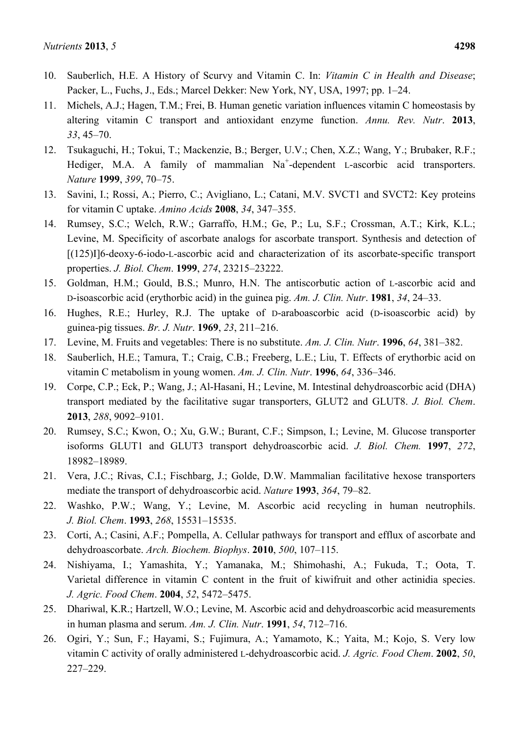10. Sauberlich, H.E. A History of Scurvy and Vitamin C. In: *Vitamin C in Health and Disease*; Packer, L., Fuchs, J., Eds.; Marcel Dekker: New York, NY, USA, 1997; pp. 1–24.
11. Michels, A.J.; Hagen, T.M.; Frei, B. Human genetic variation influences vitamin C homeostasis by altering vitamin C transport and antioxidant enzyme function. *Annu. Rev. Nutr*. **2013**, *33*, 45–70.
12. Tsukaguchi, H.; Tokui, T.; Mackenzie, B.; Berger, U.V.; Chen, X.Z.; Wang, Y.; Brubaker, R.F.; Hediger, M.A. A family of mammalian $Na^+$-dependent L-ascorbic acid transporters. *Nature* **1999**, *399*, 70–75.
13. Savini, I.; Rossi, A.; Pierro, C.; Avigliano, L.; Catani, M.V. SVCT1 and SVCT2: Key proteins for vitamin C uptake. *Amino Acids* **2008**, *34*, 347–355.
14. Rumsey, S.C.; Welch, R.W.; Garraffo, H.M.; Ge, P.; Lu, S.F.; Crossman, A.T.; Kirk, K.L.; Levine, M. Specificity of ascorbate analogs for ascorbate transport. Synthesis and detection of [(125)I]6-deoxy-6-iodo-L-ascorbic acid and characterization of its ascorbate-specific transport properties. *J. Biol. Chem*. **1999**, *274*, 23215–23222.
15. Goldman, H.M.; Gould, B.S.; Munro, H.N. The antiscorbutic action of L-ascorbic acid and D-isoascorbic acid (erythorbic acid) in the guinea pig. *Am. J. Clin. Nutr*. **1981**, *34*, 24–33.
16. Hughes, R.E.; Hurley, R.J. The uptake of D-araboascorbic acid (D-isoascorbic acid) by guinea-pig tissues. *Br. J. Nutr*. **1969**, *23*, 211–216.
17. Levine, M. Fruits and vegetables: There is no substitute. *Am. J. Clin. Nutr*. **1996**, *64*, 381–382.
18. Sauberlich, H.E.; Tamura, T.; Craig, C.B.; Freeberg, L.E.; Liu, T. Effects of erythorbic acid on vitamin C metabolism in young women. *Am. J. Clin. Nutr*. **1996**, *64*, 336–346.
19. Corpe, C.P.; Eck, P.; Wang, J.; Al-Hasani, H.; Levine, M. Intestinal dehydroascorbic acid (DHA) transport mediated by the facilitative sugar transporters, GLUT2 and GLUT8. *J. Biol. Chem*. **2013**, *288*, 9092–9101.
20. Rumsey, S.C.; Kwon, O.; Xu, G.W.; Burant, C.F.; Simpson, I.; Levine, M. Glucose transporter isoforms GLUT1 and GLUT3 transport dehydroascorbic acid. *J. Biol. Chem.* **1997**, *272*, 18982–18989.
21. Vera, J.C.; Rivas, C.I.; Fischbarg, J.; Golde, D.W. Mammalian facilitative hexose transporters mediate the transport of dehydroascorbic acid. *Nature* **1993**, *364*, 79–82.
22. Washko, P.W.; Wang, Y.; Levine, M. Ascorbic acid recycling in human neutrophils. *J. Biol. Chem*. **1993**, *268*, 15531–15535.
23. Corti, A.; Casini, A.F.; Pompella, A. Cellular pathways for transport and efflux of ascorbate and dehydroascorbate. *Arch. Biochem. Biophys*. **2010**, *500*, 107–115.
24. Nishiyama, I.; Yamashita, Y.; Yamanaka, M.; Shimohashi, A.; Fukuda, T.; Oota, T. Varietal difference in vitamin C content in the fruit of kiwifruit and other actinidia species. *J. Agric. Food Chem*. **2004**, *52*, 5472–5475.
25. Dhariwal, K.R.; Hartzell, W.O.; Levine, M. Ascorbic acid and dehydroascorbic acid measurements in human plasma and serum. *Am. J. Clin. Nutr*. **1991**, *54*, 712–716.
26. Ogiri, Y.; Sun, F.; Hayami, S.; Fujimura, A.; Yamamoto, K.; Yaita, M.; Kojo, S. Very low vitamin C activity of orally administered L-dehydroascorbic acid. *J. Agric. Food Chem*. **2002**, *50*, 227–229.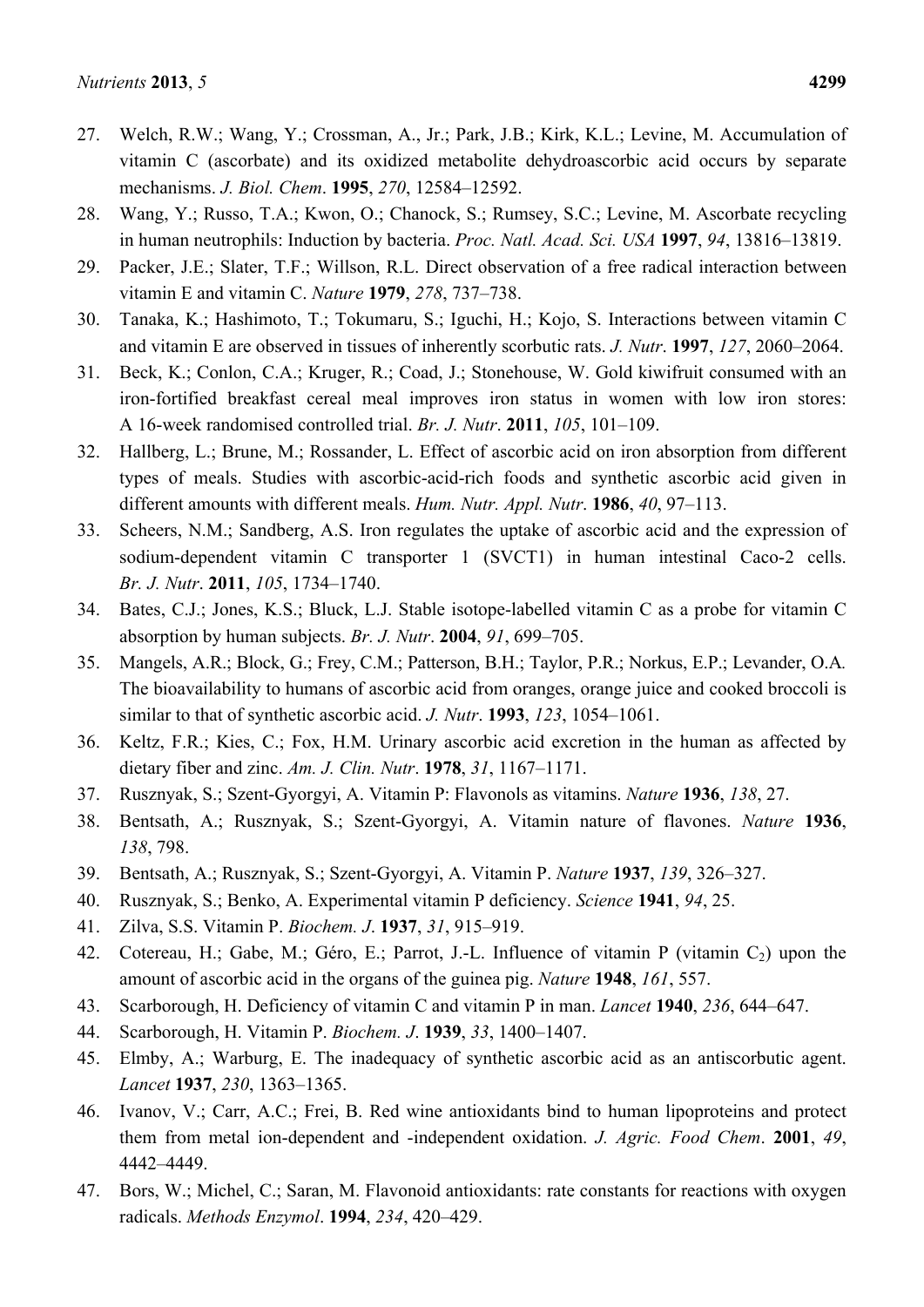27. Welch, R.W.; Wang, Y.; Crossman, A., Jr.; Park, J.B.; Kirk, K.L.; Levine, M. Accumulation of vitamin C (ascorbate) and its oxidized metabolite dehydroascorbic acid occurs by separate mechanisms. *J. Biol. Chem*. **1995**, *270*, 12584–12592.
28. Wang, Y.; Russo, T.A.; Kwon, O.; Chanock, S.; Rumsey, S.C.; Levine, M. Ascorbate recycling in human neutrophils: Induction by bacteria. *Proc. Natl. Acad. Sci. USA* **1997**, *94*, 13816–13819.
29. Packer, J.E.; Slater, T.F.; Willson, R.L. Direct observation of a free radical interaction between vitamin E and vitamin C. *Nature* **1979**, *278*, 737–738.
30. Tanaka, K.; Hashimoto, T.; Tokumaru, S.; Iguchi, H.; Kojo, S. Interactions between vitamin C and vitamin E are observed in tissues of inherently scorbutic rats. *J. Nutr*. **1997**, *127*, 2060–2064.
31. Beck, K.; Conlon, C.A.; Kruger, R.; Coad, J.; Stonehouse, W. Gold kiwifruit consumed with an iron-fortified breakfast cereal meal improves iron status in women with low iron stores: A 16-week randomised controlled trial. *Br. J. Nutr*. **2011**, *105*, 101–109.
32. Hallberg, L.; Brune, M.; Rossander, L. Effect of ascorbic acid on iron absorption from different types of meals. Studies with ascorbic-acid-rich foods and synthetic ascorbic acid given in different amounts with different meals. *Hum. Nutr. Appl. Nutr*. **1986**, *40*, 97–113.
33. Scheers, N.M.; Sandberg, A.S. Iron regulates the uptake of ascorbic acid and the expression of sodium-dependent vitamin C transporter 1 (SVCT1) in human intestinal Caco-2 cells. *Br. J. Nutr*. **2011**, *105*, 1734–1740.
34. Bates, C.J.; Jones, K.S.; Bluck, L.J. Stable isotope-labelled vitamin C as a probe for vitamin C absorption by human subjects. *Br. J. Nutr*. **2004**, *91*, 699–705.
35. Mangels, A.R.; Block, G.; Frey, C.M.; Patterson, B.H.; Taylor, P.R.; Norkus, E.P.; Levander, O.A. The bioavailability to humans of ascorbic acid from oranges, orange juice and cooked broccoli is similar to that of synthetic ascorbic acid. *J. Nutr*. **1993**, *123*, 1054–1061.
36. Keltz, F.R.; Kies, C.; Fox, H.M. Urinary ascorbic acid excretion in the human as affected by dietary fiber and zinc. *Am. J. Clin. Nutr*. **1978**, *31*, 1167–1171.
37. Rusznyak, S.; Szent-Gyorgyi, A. Vitamin P: Flavonols as vitamins. *Nature* **1936**, *138*, 27.
38. Bentsath, A.; Rusznyak, S.; Szent-Gyorgyi, A. Vitamin nature of flavones. *Nature* **1936**, *138*, 798.
39. Bentsath, A.; Rusznyak, S.; Szent-Gyorgyi, A. Vitamin P. *Nature* **1937**, *139*, 326–327.
40. Rusznyak, S.; Benko, A. Experimental vitamin P deficiency. *Science* **1941**, *94*, 25.
41. Zilva, S.S. Vitamin P. *Biochem. J*. **1937**, *31*, 915–919.
42. Cotereau, H.; Gabe, M.; Géro, E.; Parrot, J.-L. Influence of vitamin P (vitamin $C_2$) upon the amount of ascorbic acid in the organs of the guinea pig. *Nature* **1948**, *161*, 557.
43. Scarborough, H. Deficiency of vitamin C and vitamin P in man. *Lancet* **1940**, *236*, 644–647.
44. Scarborough, H. Vitamin P. *Biochem. J*. **1939**, *33*, 1400–1407.
45. Elmby, A.; Warburg, E. The inadequacy of synthetic ascorbic acid as an antiscorbutic agent. *Lancet* **1937**, *230*, 1363–1365.
46. Ivanov, V.; Carr, A.C.; Frei, B. Red wine antioxidants bind to human lipoproteins and protect them from metal ion-dependent and -independent oxidation. *J. Agric. Food Chem*. **2001**, *49*, 4442–4449.
47. Bors, W.; Michel, C.; Saran, M. Flavonoid antioxidants: rate constants for reactions with oxygen radicals. *Methods Enzymol*. **1994**, *234*, 420–429.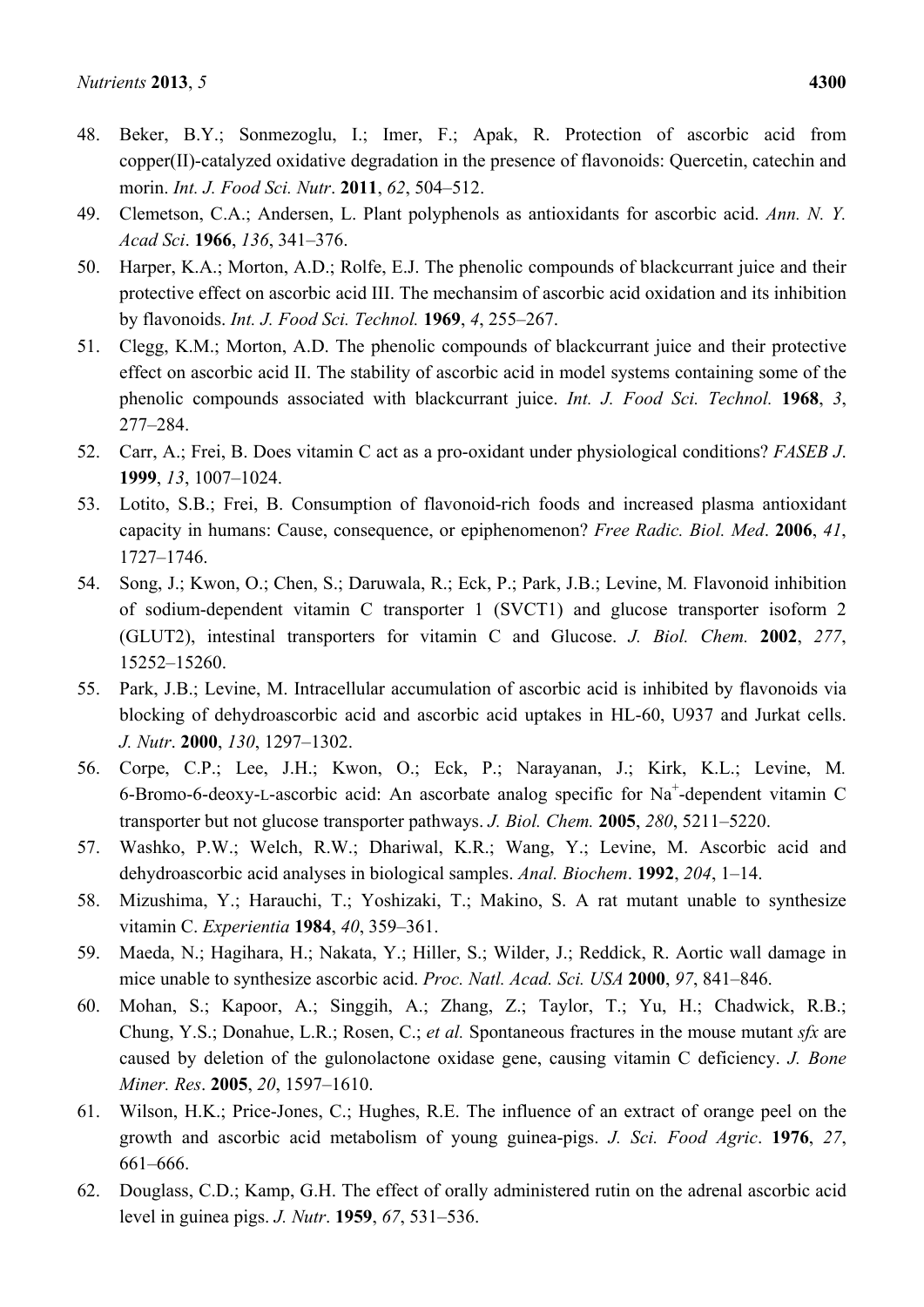48. Beker, B.Y.; Sonmezoglu, I.; Imer, F.; Apak, R. Protection of ascorbic acid from copper(II)-catalyzed oxidative degradation in the presence of flavonoids: Quercetin, catechin and morin. *Int. J. Food Sci. Nutr*. **2011**, *62*, 504–512.
49. Clemetson, C.A.; Andersen, L. Plant polyphenols as antioxidants for ascorbic acid. *Ann. N. Y. Acad Sci*. **1966**, *136*, 341–376.
50. Harper, K.A.; Morton, A.D.; Rolfe, E.J. The phenolic compounds of blackcurrant juice and their protective effect on ascorbic acid III. The mechansim of ascorbic acid oxidation and its inhibition by flavonoids. *Int. J. Food Sci. Technol.* **1969**, *4*, 255–267.
51. Clegg, K.M.; Morton, A.D. The phenolic compounds of blackcurrant juice and their protective effect on ascorbic acid II. The stability of ascorbic acid in model systems containing some of the phenolic compounds associated with blackcurrant juice. *Int. J. Food Sci. Technol.* **1968**, *3*, 277–284.
52. Carr, A.; Frei, B. Does vitamin C act as a pro-oxidant under physiological conditions? *FASEB J*. **1999**, *13*, 1007–1024.
53. Lotito, S.B.; Frei, B. Consumption of flavonoid-rich foods and increased plasma antioxidant capacity in humans: Cause, consequence, or epiphenomenon? *Free Radic. Biol. Med*. **2006**, *41*, 1727–1746.
54. Song, J.; Kwon, O.; Chen, S.; Daruwala, R.; Eck, P.; Park, J.B.; Levine, M. Flavonoid inhibition of sodium-dependent vitamin C transporter 1 (SVCT1) and glucose transporter isoform 2 (GLUT2), intestinal transporters for vitamin C and Glucose. *J. Biol. Chem.* **2002**, *277*, 15252–15260.
55. Park, J.B.; Levine, M. Intracellular accumulation of ascorbic acid is inhibited by flavonoids via blocking of dehydroascorbic acid and ascorbic acid uptakes in HL-60, U937 and Jurkat cells. *J. Nutr*. **2000**, *130*, 1297–1302.
56. Corpe, C.P.; Lee, J.H.; Kwon, O.; Eck, P.; Narayanan, J.; Kirk, K.L.; Levine, M. 6-Bromo-6-deoxy-L-ascorbic acid: An ascorbate analog specific for $Na^+$-dependent vitamin C transporter but not glucose transporter pathways. *J. Biol. Chem.* **2005**, *280*, 5211–5220.
57. Washko, P.W.; Welch, R.W.; Dhariwal, K.R.; Wang, Y.; Levine, M. Ascorbic acid and dehydroascorbic acid analyses in biological samples. *Anal. Biochem*. **1992**, *204*, 1–14.
58. Mizushima, Y.; Harauchi, T.; Yoshizaki, T.; Makino, S. A rat mutant unable to synthesize vitamin C. *Experientia* **1984**, *40*, 359–361.
59. Maeda, N.; Hagihara, H.; Nakata, Y.; Hiller, S.; Wilder, J.; Reddick, R. Aortic wall damage in mice unable to synthesize ascorbic acid. *Proc. Natl. Acad. Sci. USA* **2000**, *97*, 841–846.
60. Mohan, S.; Kapoor, A.; Singgih, A.; Zhang, Z.; Taylor, T.; Yu, H.; Chadwick, R.B.; Chung, Y.S.; Donahue, L.R.; Rosen, C.; *et al.* Spontaneous fractures in the mouse mutant *sfx* are caused by deletion of the gulonolactone oxidase gene, causing vitamin C deficiency. *J. Bone Miner. Res*. **2005**, *20*, 1597–1610.
61. Wilson, H.K.; Price-Jones, C.; Hughes, R.E. The influence of an extract of orange peel on the growth and ascorbic acid metabolism of young guinea-pigs. *J. Sci. Food Agric*. **1976**, *27*, 661–666.
62. Douglass, C.D.; Kamp, G.H. The effect of orally administered rutin on the adrenal ascorbic acid level in guinea pigs. *J. Nutr*. **1959**, *67*, 531–536.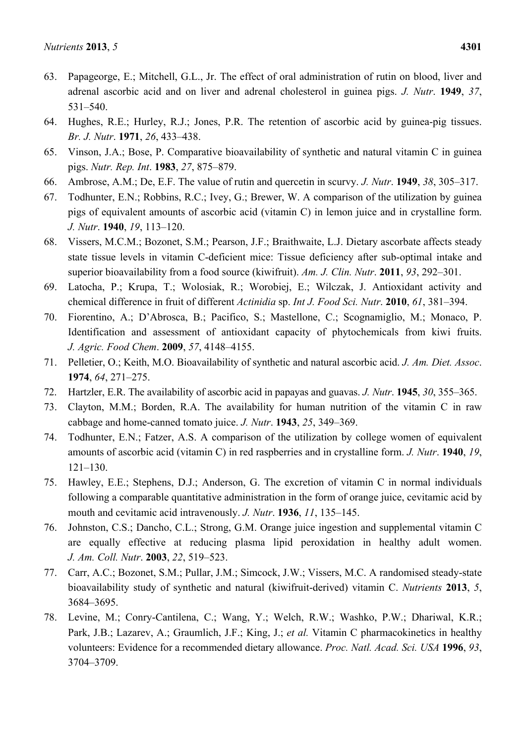63. Papageorge, E.; Mitchell, G.L., Jr. The effect of oral administration of rutin on blood, liver and adrenal ascorbic acid and on liver and adrenal cholesterol in guinea pigs. *J. Nutr*. **1949**, *37*, 531–540.
64. Hughes, R.E.; Hurley, R.J.; Jones, P.R. The retention of ascorbic acid by guinea-pig tissues. *Br. J. Nutr*. **1971**, *26*, 433–438.
65. Vinson, J.A.; Bose, P. Comparative bioavailability of synthetic and natural vitamin C in guinea pigs. *Nutr. Rep. Int*. **1983**, *27*, 875–879.
66. Ambrose, A.M.; De, E.F. The value of rutin and quercetin in scurvy. *J. Nutr*. **1949**, *38*, 305–317.
67. Todhunter, E.N.; Robbins, R.C.; Ivey, G.; Brewer, W. A comparison of the utilization by guinea pigs of equivalent amounts of ascorbic acid (vitamin C) in lemon juice and in crystalline form. *J. Nutr*. **1940**, *19*, 113–120.
68. Vissers, M.C.M.; Bozonet, S.M.; Pearson, J.F.; Braithwaite, L.J. Dietary ascorbate affects steady state tissue levels in vitamin C-deficient mice: Tissue deficiency after sub-optimal intake and superior bioavailability from a food source (kiwifruit). *Am. J. Clin. Nutr*. **2011**, *93*, 292–301.
69. Latocha, P.; Krupa, T.; Wolosiak, R.; Worobiej, E.; Wilczak, J. Antioxidant activity and chemical difference in fruit of different *Actinidia* sp. *Int J. Food Sci. Nutr*. **2010**, *61*, 381–394.
70. Fiorentino, A.; D'Abrosca, B.; Pacifico, S.; Mastellone, C.; Scognamiglio, M.; Monaco, P. Identification and assessment of antioxidant capacity of phytochemicals from kiwi fruits. *J. Agric. Food Chem*. **2009**, *57*, 4148–4155.
71. Pelletier, O.; Keith, M.O. Bioavailability of synthetic and natural ascorbic acid. *J. Am. Diet. Assoc*. **1974**, *64*, 271–275.
72. Hartzler, E.R. The availability of ascorbic acid in papayas and guavas. *J. Nutr*. **1945**, *30*, 355–365.
73. Clayton, M.M.; Borden, R.A. The availability for human nutrition of the vitamin C in raw cabbage and home-canned tomato juice. *J. Nutr*. **1943**, *25*, 349–369.
74. Todhunter, E.N.; Fatzer, A.S. A comparison of the utilization by college women of equivalent amounts of ascorbic acid (vitamin C) in red raspberries and in crystalline form. *J. Nutr*. **1940**, *19*, 121–130.
75. Hawley, E.E.; Stephens, D.J.; Anderson, G. The excretion of vitamin C in normal individuals following a comparable quantitative administration in the form of orange juice, cevitamic acid by mouth and cevitamic acid intravenously. *J. Nutr*. **1936**, *11*, 135–145.
76. Johnston, C.S.; Dancho, C.L.; Strong, G.M. Orange juice ingestion and supplemental vitamin C are equally effective at reducing plasma lipid peroxidation in healthy adult women. *J. Am. Coll. Nutr*. **2003**, *22*, 519–523.
77. Carr, A.C.; Bozonet, S.M.; Pullar, J.M.; Simcock, J.W.; Vissers, M.C. A randomised steady-state bioavailability study of synthetic and natural (kiwifruit-derived) vitamin C. *Nutrients* **2013**, *5*, 3684–3695.
78. Levine, M.; Conry-Cantilena, C.; Wang, Y.; Welch, R.W.; Washko, P.W.; Dhariwal, K.R.; Park, J.B.; Lazarev, A.; Graumlich, J.F.; King, J.; *et al.* Vitamin C pharmacokinetics in healthy volunteers: Evidence for a recommended dietary allowance. *Proc. Natl. Acad. Sci. USA* **1996**, *93*, 3704–3709.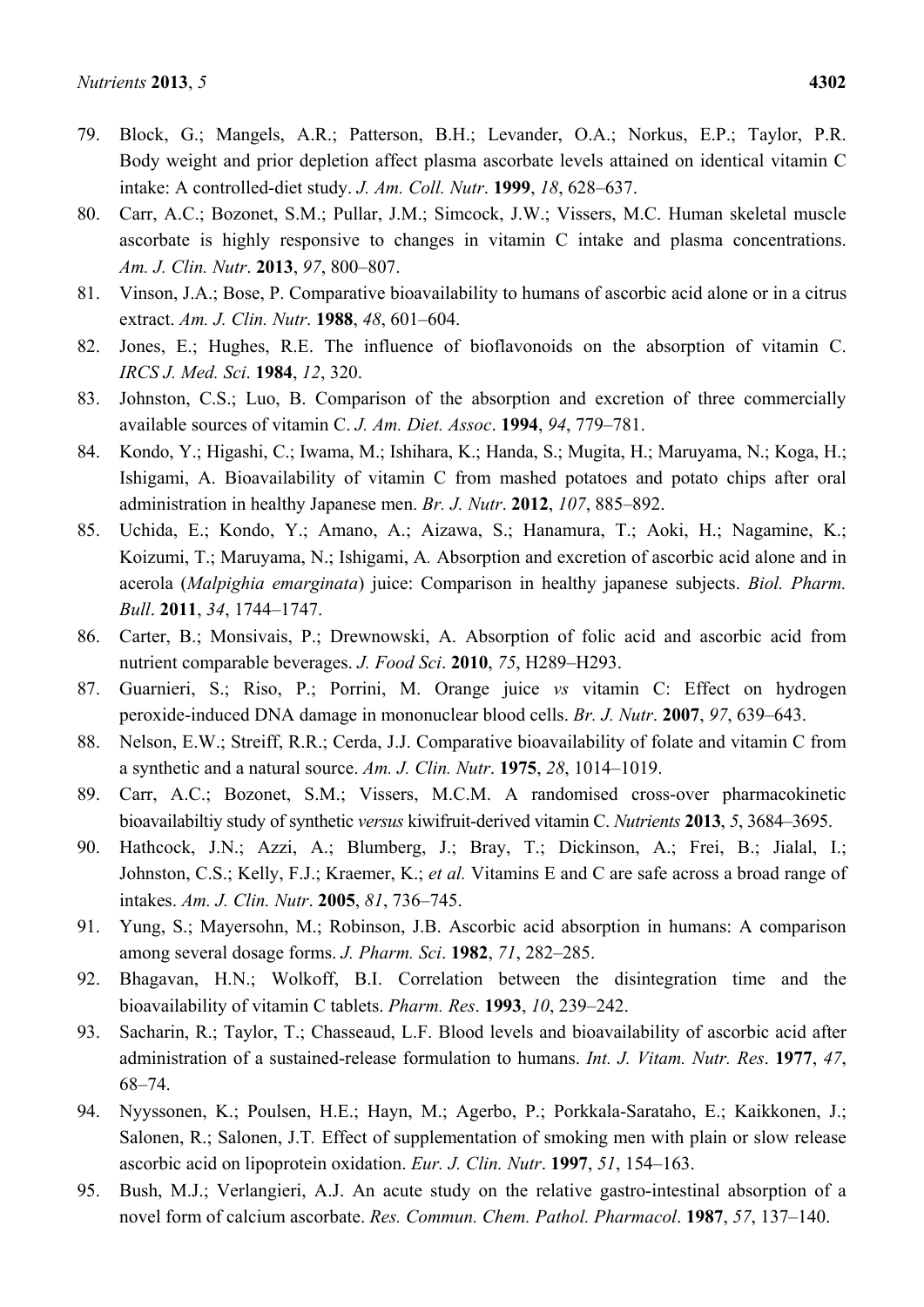79. Block, G.; Mangels, A.R.; Patterson, B.H.; Levander, O.A.; Norkus, E.P.; Taylor, P.R. Body weight and prior depletion affect plasma ascorbate levels attained on identical vitamin C intake: A controlled-diet study. *J. Am. Coll. Nutr*. **1999**, *18*, 628–637.
80. Carr, A.C.; Bozonet, S.M.; Pullar, J.M.; Simcock, J.W.; Vissers, M.C. Human skeletal muscle ascorbate is highly responsive to changes in vitamin C intake and plasma concentrations. *Am. J. Clin. Nutr*. **2013**, *97*, 800–807.
81. Vinson, J.A.; Bose, P. Comparative bioavailability to humans of ascorbic acid alone or in a citrus extract. *Am. J. Clin. Nutr*. **1988**, *48*, 601–604.
82. Jones, E.; Hughes, R.E. The influence of bioflavonoids on the absorption of vitamin C. *IRCS J. Med. Sci*. **1984**, *12*, 320.
83. Johnston, C.S.; Luo, B. Comparison of the absorption and excretion of three commercially available sources of vitamin C. *J. Am. Diet. Assoc*. **1994**, *94*, 779–781.
84. Kondo, Y.; Higashi, C.; Iwama, M.; Ishihara, K.; Handa, S.; Mugita, H.; Maruyama, N.; Koga, H.; Ishigami, A. Bioavailability of vitamin C from mashed potatoes and potato chips after oral administration in healthy Japanese men. *Br. J. Nutr*. **2012**, *107*, 885–892.
85. Uchida, E.; Kondo, Y.; Amano, A.; Aizawa, S.; Hanamura, T.; Aoki, H.; Nagamine, K.; Koizumi, T.; Maruyama, N.; Ishigami, A. Absorption and excretion of ascorbic acid alone and in acerola (*Malpighia emarginata*) juice: Comparison in healthy japanese subjects. *Biol. Pharm. Bull*. **2011**, *34*, 1744–1747.
86. Carter, B.; Monsivais, P.; Drewnowski, A. Absorption of folic acid and ascorbic acid from nutrient comparable beverages. *J. Food Sci*. **2010**, *75*, H289–H293.
87. Guarnieri, S.; Riso, P.; Porrini, M. Orange juice *vs* vitamin C: Effect on hydrogen peroxide-induced DNA damage in mononuclear blood cells. *Br. J. Nutr*. **2007**, *97*, 639–643.
88. Nelson, E.W.; Streiff, R.R.; Cerda, J.J. Comparative bioavailability of folate and vitamin C from a synthetic and a natural source. *Am. J. Clin. Nutr*. **1975**, *28*, 1014–1019.
89. Carr, A.C.; Bozonet, S.M.; Vissers, M.C.M. A randomised cross-over pharmacokinetic bioavailabiltiy study of synthetic *versus* kiwifruit-derived vitamin C. *Nutrients* **2013**, *5*, 3684–3695.
90. Hathcock, J.N.; Azzi, A.; Blumberg, J.; Bray, T.; Dickinson, A.; Frei, B.; Jialal, I.; Johnston, C.S.; Kelly, F.J.; Kraemer, K.; *et al.* Vitamins E and C are safe across a broad range of intakes. *Am. J. Clin. Nutr*. **2005**, *81*, 736–745.
91. Yung, S.; Mayersohn, M.; Robinson, J.B. Ascorbic acid absorption in humans: A comparison among several dosage forms. *J. Pharm. Sci*. **1982**, *71*, 282–285.
92. Bhagavan, H.N.; Wolkoff, B.I. Correlation between the disintegration time and the bioavailability of vitamin C tablets. *Pharm. Res*. **1993**, *10*, 239–242.
93. Sacharin, R.; Taylor, T.; Chasseaud, L.F. Blood levels and bioavailability of ascorbic acid after administration of a sustained-release formulation to humans. *Int. J. Vitam. Nutr. Res*. **1977**, *47*, 68–74.
94. Nyyssonen, K.; Poulsen, H.E.; Hayn, M.; Agerbo, P.; Porkkala-Sarataho, E.; Kaikkonen, J.; Salonen, R.; Salonen, J.T. Effect of supplementation of smoking men with plain or slow release ascorbic acid on lipoprotein oxidation. *Eur. J. Clin. Nutr*. **1997**, *51*, 154–163.
95. Bush, M.J.; Verlangieri, A.J. An acute study on the relative gastro-intestinal absorption of a novel form of calcium ascorbate. *Res. Commun. Chem. Pathol. Pharmacol*. **1987**, *57*, 137–140.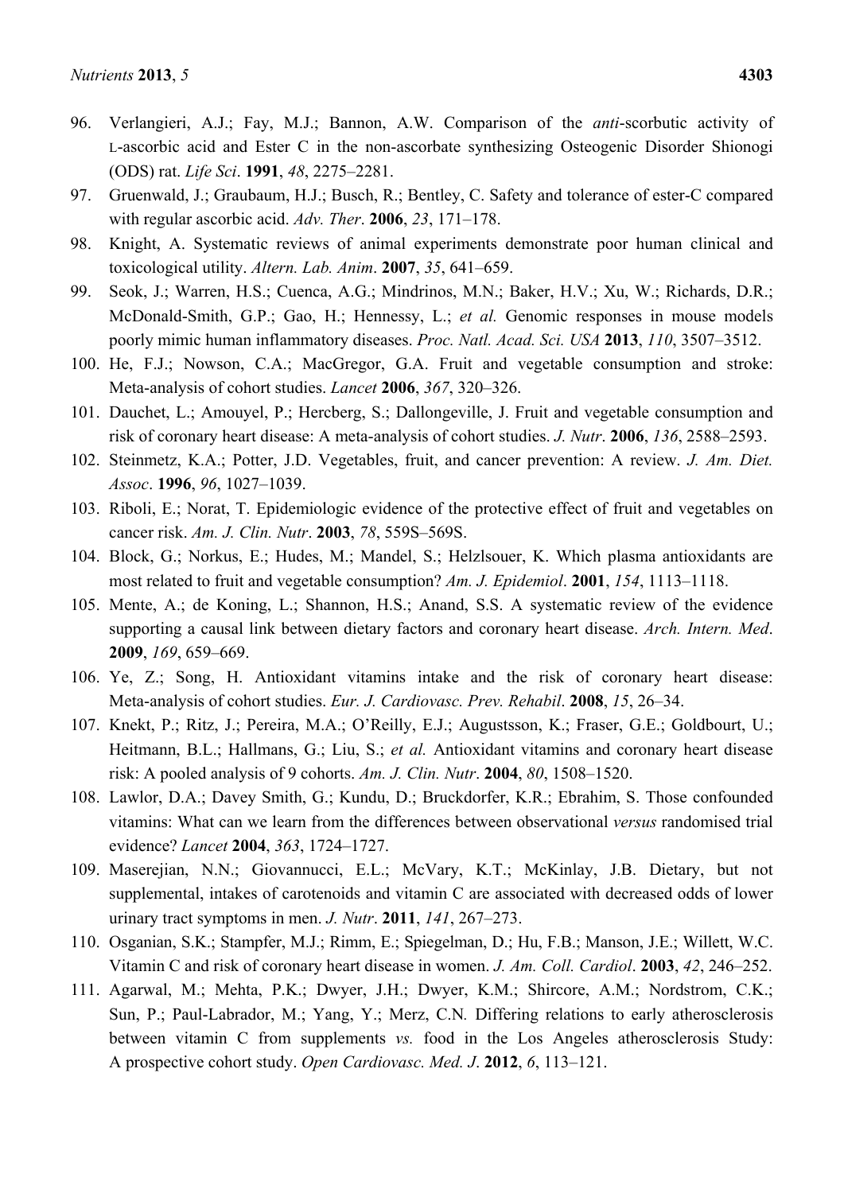96. Verlangieri, A.J.; Fay, M.J.; Bannon, A.W. Comparison of the *anti*-scorbutic activity of L-ascorbic acid and Ester C in the non-ascorbate synthesizing Osteogenic Disorder Shionogi (ODS) rat. *Life Sci*. **1991**, *48*, 2275–2281.
97. Gruenwald, J.; Graubaum, H.J.; Busch, R.; Bentley, C. Safety and tolerance of ester-C compared with regular ascorbic acid. *Adv. Ther*. **2006**, *23*, 171–178.
98. Knight, A. Systematic reviews of animal experiments demonstrate poor human clinical and toxicological utility. *Altern. Lab. Anim*. **2007**, *35*, 641–659.
99. Seok, J.; Warren, H.S.; Cuenca, A.G.; Mindrinos, M.N.; Baker, H.V.; Xu, W.; Richards, D.R.; McDonald-Smith, G.P.; Gao, H.; Hennessy, L.; *et al.* Genomic responses in mouse models poorly mimic human inflammatory diseases. *Proc. Natl. Acad. Sci. USA* **2013**, *110*, 3507–3512.
100. He, F.J.; Nowson, C.A.; MacGregor, G.A. Fruit and vegetable consumption and stroke: Meta-analysis of cohort studies. *Lancet* **2006**, *367*, 320–326.
101. Dauchet, L.; Amouyel, P.; Hercberg, S.; Dallongeville, J. Fruit and vegetable consumption and risk of coronary heart disease: A meta-analysis of cohort studies. *J. Nutr*. **2006**, *136*, 2588–2593.
102. Steinmetz, K.A.; Potter, J.D. Vegetables, fruit, and cancer prevention: A review. *J. Am. Diet. Assoc*. **1996**, *96*, 1027–1039.
103. Riboli, E.; Norat, T. Epidemiologic evidence of the protective effect of fruit and vegetables on cancer risk. *Am. J. Clin. Nutr*. **2003**, *78*, 559S–569S.
104. Block, G.; Norkus, E.; Hudes, M.; Mandel, S.; Helzlsouer, K. Which plasma antioxidants are most related to fruit and vegetable consumption? *Am. J. Epidemiol*. **2001**, *154*, 1113–1118.
105. Mente, A.; de Koning, L.; Shannon, H.S.; Anand, S.S. A systematic review of the evidence supporting a causal link between dietary factors and coronary heart disease. *Arch. Intern. Med*. **2009**, *169*, 659–669.
106. Ye, Z.; Song, H. Antioxidant vitamins intake and the risk of coronary heart disease: Meta-analysis of cohort studies. *Eur. J. Cardiovasc. Prev. Rehabil*. **2008**, *15*, 26–34.
107. Knekt, P.; Ritz, J.; Pereira, M.A.; O'Reilly, E.J.; Augustsson, K.; Fraser, G.E.; Goldbourt, U.; Heitmann, B.L.; Hallmans, G.; Liu, S.; *et al.* Antioxidant vitamins and coronary heart disease risk: A pooled analysis of 9 cohorts. *Am. J. Clin. Nutr*. **2004**, *80*, 1508–1520.
108. Lawlor, D.A.; Davey Smith, G.; Kundu, D.; Bruckdorfer, K.R.; Ebrahim, S. Those confounded vitamins: What can we learn from the differences between observational *versus* randomised trial evidence? *Lancet* **2004**, *363*, 1724–1727.
109. Maserejian, N.N.; Giovannucci, E.L.; McVary, K.T.; McKinlay, J.B. Dietary, but not supplemental, intakes of carotenoids and vitamin C are associated with decreased odds of lower urinary tract symptoms in men. *J. Nutr*. **2011**, *141*, 267–273.
110. Osganian, S.K.; Stampfer, M.J.; Rimm, E.; Spiegelman, D.; Hu, F.B.; Manson, J.E.; Willett, W.C. Vitamin C and risk of coronary heart disease in women. *J. Am. Coll. Cardiol*. **2003**, *42*, 246–252.
111. Agarwal, M.; Mehta, P.K.; Dwyer, J.H.; Dwyer, K.M.; Shircore, A.M.; Nordstrom, C.K.; Sun, P.; Paul-Labrador, M.; Yang, Y.; Merz, C.N. Differing relations to early atherosclerosis between vitamin C from supplements *vs.* food in the Los Angeles atherosclerosis Study: A prospective cohort study. *Open Cardiovasc. Med. J*. **2012**, *6*, 113–121.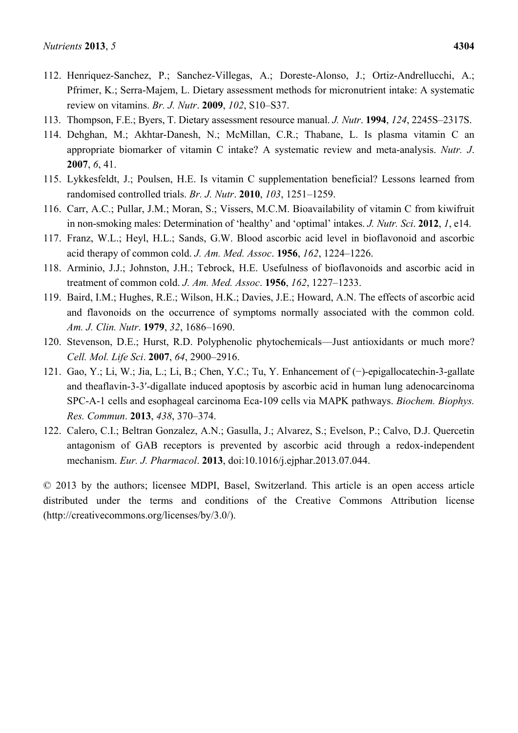112. Henriquez-Sanchez, P.; Sanchez-Villegas, A.; Doreste-Alonso, J.; Ortiz-Andrellucchi, A.; Pfrimer, K.; Serra-Majem, L. Dietary assessment methods for micronutrient intake: A systematic review on vitamins. *Br. J. Nutr*. **2009**, *102*, S10–S37.
113. Thompson, F.E.; Byers, T. Dietary assessment resource manual. *J. Nutr*. **1994**, *124*, 2245S–2317S.
114. Dehghan, M.; Akhtar-Danesh, N.; McMillan, C.R.; Thabane, L. Is plasma vitamin C an appropriate biomarker of vitamin C intake? A systematic review and meta-analysis. *Nutr. J*. **2007**, *6*, 41.
115. Lykkesfeldt, J.; Poulsen, H.E. Is vitamin C supplementation beneficial? Lessons learned from randomised controlled trials. *Br. J. Nutr*. **2010**, *103*, 1251–1259.
116. Carr, A.C.; Pullar, J.M.; Moran, S.; Vissers, M.C.M. Bioavailability of vitamin C from kiwifruit in non-smoking males: Determination of 'healthy' and 'optimal' intakes. *J. Nutr. Sci*. **2012**, *1*, e14.
117. Franz, W.L.; Heyl, H.L.; Sands, G.W. Blood ascorbic acid level in bioflavonoid and ascorbic acid therapy of common cold. *J. Am. Med. Assoc*. **1956**, *162*, 1224–1226.
118. Arminio, J.J.; Johnston, J.H.; Tebrock, H.E. Usefulness of bioflavonoids and ascorbic acid in treatment of common cold. *J. Am. Med. Assoc*. **1956**, *162*, 1227–1233.
119. Baird, I.M.; Hughes, R.E.; Wilson, H.K.; Davies, J.E.; Howard, A.N. The effects of ascorbic acid and flavonoids on the occurrence of symptoms normally associated with the common cold. *Am. J. Clin. Nutr*. **1979**, *32*, 1686–1690.
120. Stevenson, D.E.; Hurst, R.D. Polyphenolic phytochemicals—Just antioxidants or much more? *Cell. Mol. Life Sci*. **2007**, *64*, 2900–2916.
121. Gao, Y.; Li, W.; Jia, L.; Li, B.; Chen, Y.C.; Tu, Y. Enhancement of (−)-epigallocatechin-3-gallate and theaflavin-3-3′-digallate induced apoptosis by ascorbic acid in human lung adenocarcinoma SPC-A-1 cells and esophageal carcinoma Eca-109 cells via MAPK pathways. *Biochem. Biophys. Res. Commun*. **2013**, *438*, 370–374.
122. Calero, C.I.; Beltran Gonzalez, A.N.; Gasulla, J.; Alvarez, S.; Evelson, P.; Calvo, D.J. Quercetin antagonism of GAB receptors is prevented by ascorbic acid through a redox-independent mechanism. *Eur. J. Pharmacol*. **2013**, doi:10.1016/j.ejphar.2013.07.044.

© 2013 by the authors; licensee MDPI, Basel, Switzerland. This article is an open access article distributed under the terms and conditions of the Creative Commons Attribution license (http://creativecommons.org/licenses/by/3.0/).